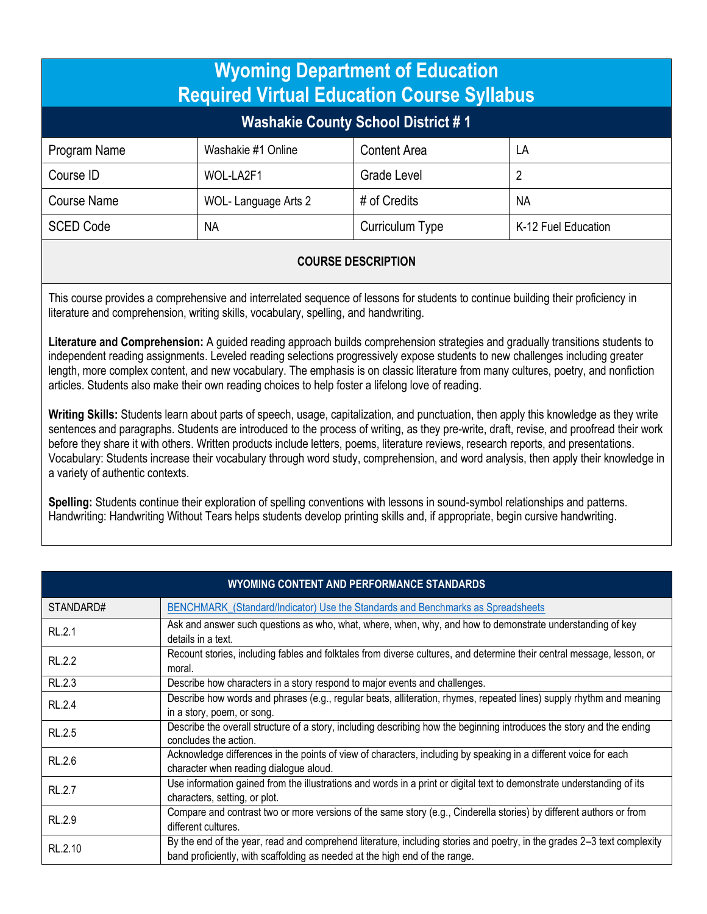# Wyoming Department of Education
# Required Virtual Education Course Syllabus

## Washakie County School District # 1

| Program Name | Washakie #1 Online | Content Area | LA |
|---|---|---|---|
| Course ID | WOL-LA2F1 | Grade Level | 2 |
| Course Name | WOL- Language Arts 2 | # of Credits | NA |
| SCED Code | NA | Curriculum Type | K-12 Fuel Education |

### COURSE DESCRIPTION

This course provides a comprehensive and interrelated sequence of lessons for students to continue building their proficiency in literature and comprehension, writing skills, vocabulary, spelling, and handwriting.

**Literature and Comprehension:** A guided reading approach builds comprehension strategies and gradually transitions students to independent reading assignments. Leveled reading selections progressively expose students to new challenges including greater length, more complex content, and new vocabulary. The emphasis is on classic literature from many cultures, poetry, and nonfiction articles. Students also make their own reading choices to help foster a lifelong love of reading.

**Writing Skills:** Students learn about parts of speech, usage, capitalization, and punctuation, then apply this knowledge as they write sentences and paragraphs. Students are introduced to the process of writing, as they pre-write, draft, revise, and proofread their work before they share it with others. Written products include letters, poems, literature reviews, research reports, and presentations. Vocabulary: Students increase their vocabulary through word study, comprehension, and word analysis, then apply their knowledge in a variety of authentic contexts.

**Spelling:** Students continue their exploration of spelling conventions with lessons in sound-symbol relationships and patterns. Handwriting: Handwriting Without Tears helps students develop printing skills and, if appropriate, begin cursive handwriting.

### WYOMING CONTENT AND PERFORMANCE STANDARDS

| STANDARD# | BENCHMARK_(Standard/Indicator) Use the Standards and Benchmarks as Spreadsheets |
|---|---|
| RL.2.1 | Ask and answer such questions as who, what, where, when, why, and how to demonstrate understanding of key details in a text. |
| RL.2.2 | Recount stories, including fables and folktales from diverse cultures, and determine their central message, lesson, or moral. |
| RL.2.3 | Describe how characters in a story respond to major events and challenges. |
| RL.2.4 | Describe how words and phrases (e.g., regular beats, alliteration, rhymes, repeated lines) supply rhythm and meaning in a story, poem, or song. |
| RL.2.5 | Describe the overall structure of a story, including describing how the beginning introduces the story and the ending concludes the action. |
| RL.2.6 | Acknowledge differences in the points of view of characters, including by speaking in a different voice for each character when reading dialogue aloud. |
| RL.2.7 | Use information gained from the illustrations and words in a print or digital text to demonstrate understanding of its characters, setting, or plot. |
| RL.2.9 | Compare and contrast two or more versions of the same story (e.g., Cinderella stories) by different authors or from different cultures. |
| RL.2.10 | By the end of the year, read and comprehend literature, including stories and poetry, in the grades 2–3 text complexity band proficiently, with scaffolding as needed at the high end of the range. |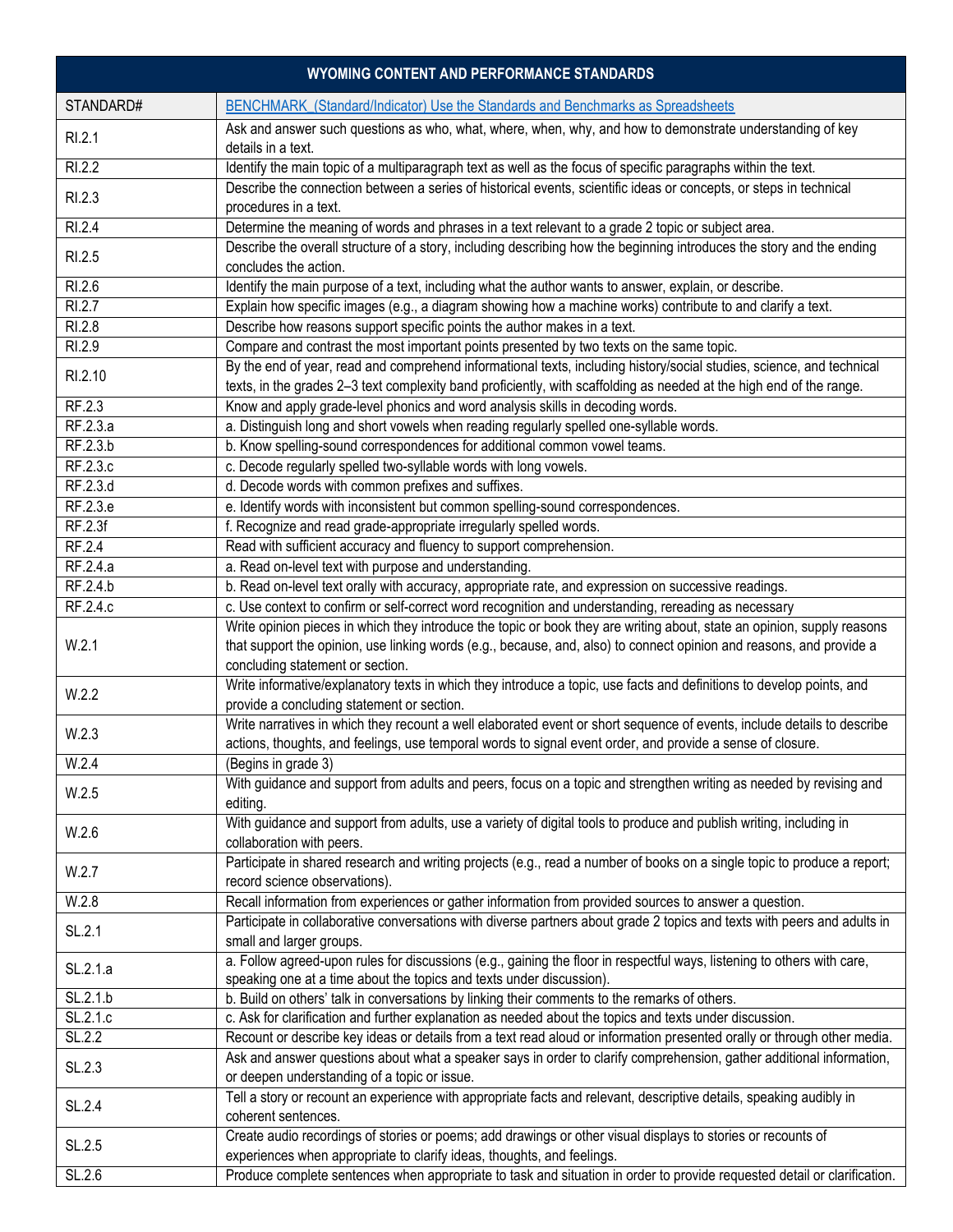| WYOMING CONTENT AND PERFORMANCE STANDARDS | |
|---|---|
| STANDARD# | BENCHMARK (Standard/Indicator) Use the Standards and Benchmarks as Spreadsheets |
| RI.2.1 | Ask and answer such questions as who, what, where, when, why, and how to demonstrate understanding of key details in a text. |
| RI.2.2 | Identify the main topic of a multiparagraph text as well as the focus of specific paragraphs within the text. |
| RI.2.3 | Describe the connection between a series of historical events, scientific ideas or concepts, or steps in technical procedures in a text. |
| RI.2.4 | Determine the meaning of words and phrases in a text relevant to a grade 2 topic or subject area. |
| RI.2.5 | Describe the overall structure of a story, including describing how the beginning introduces the story and the ending concludes the action. |
| RI.2.6 | Identify the main purpose of a text, including what the author wants to answer, explain, or describe. |
| RI.2.7 | Explain how specific images (e.g., a diagram showing how a machine works) contribute to and clarify a text. |
| RI.2.8 | Describe how reasons support specific points the author makes in a text. |
| RI.2.9 | Compare and contrast the most important points presented by two texts on the same topic. |
| RI.2.10 | By the end of year, read and comprehend informational texts, including history/social studies, science, and technical texts, in the grades 2–3 text complexity band proficiently, with scaffolding as needed at the high end of the range. |
| RF.2.3 | Know and apply grade-level phonics and word analysis skills in decoding words. |
| RF.2.3.a | a. Distinguish long and short vowels when reading regularly spelled one-syllable words. |
| RF.2.3.b | b. Know spelling-sound correspondences for additional common vowel teams. |
| RF.2.3.c | c. Decode regularly spelled two-syllable words with long vowels. |
| RF.2.3.d | d. Decode words with common prefixes and suffixes. |
| RF.2.3.e | e. Identify words with inconsistent but common spelling-sound correspondences. |
| RF.2.3f | f. Recognize and read grade-appropriate irregularly spelled words. |
| RF.2.4 | Read with sufficient accuracy and fluency to support comprehension. |
| RF.2.4.a | a. Read on-level text with purpose and understanding. |
| RF.2.4.b | b. Read on-level text orally with accuracy, appropriate rate, and expression on successive readings. |
| RF.2.4.c | c. Use context to confirm or self-correct word recognition and understanding, rereading as necessary |
| W.2.1 | Write opinion pieces in which they introduce the topic or book they are writing about, state an opinion, supply reasons that support the opinion, use linking words (e.g., because, and, also) to connect opinion and reasons, and provide a concluding statement or section. |
| W.2.2 | Write informative/explanatory texts in which they introduce a topic, use facts and definitions to develop points, and provide a concluding statement or section. |
| W.2.3 | Write narratives in which they recount a well elaborated event or short sequence of events, include details to describe actions, thoughts, and feelings, use temporal words to signal event order, and provide a sense of closure. |
| W.2.4 | (Begins in grade 3) |
| W.2.5 | With guidance and support from adults and peers, focus on a topic and strengthen writing as needed by revising and editing. |
| W.2.6 | With guidance and support from adults, use a variety of digital tools to produce and publish writing, including in collaboration with peers. |
| W.2.7 | Participate in shared research and writing projects (e.g., read a number of books on a single topic to produce a report; record science observations). |
| W.2.8 | Recall information from experiences or gather information from provided sources to answer a question. |
| SL.2.1 | Participate in collaborative conversations with diverse partners about grade 2 topics and texts with peers and adults in small and larger groups. |
| SL.2.1.a | a. Follow agreed-upon rules for discussions (e.g., gaining the floor in respectful ways, listening to others with care, speaking one at a time about the topics and texts under discussion). |
| SL.2.1.b | b. Build on others' talk in conversations by linking their comments to the remarks of others. |
| SL.2.1.c | c. Ask for clarification and further explanation as needed about the topics and texts under discussion. |
| SL.2.2 | Recount or describe key ideas or details from a text read aloud or information presented orally or through other media. |
| SL.2.3 | Ask and answer questions about what a speaker says in order to clarify comprehension, gather additional information, or deepen understanding of a topic or issue. |
| SL.2.4 | Tell a story or recount an experience with appropriate facts and relevant, descriptive details, speaking audibly in coherent sentences. |
| SL.2.5 | Create audio recordings of stories or poems; add drawings or other visual displays to stories or recounts of experiences when appropriate to clarify ideas, thoughts, and feelings. |
| SL.2.6 | Produce complete sentences when appropriate to task and situation in order to provide requested detail or clarification. |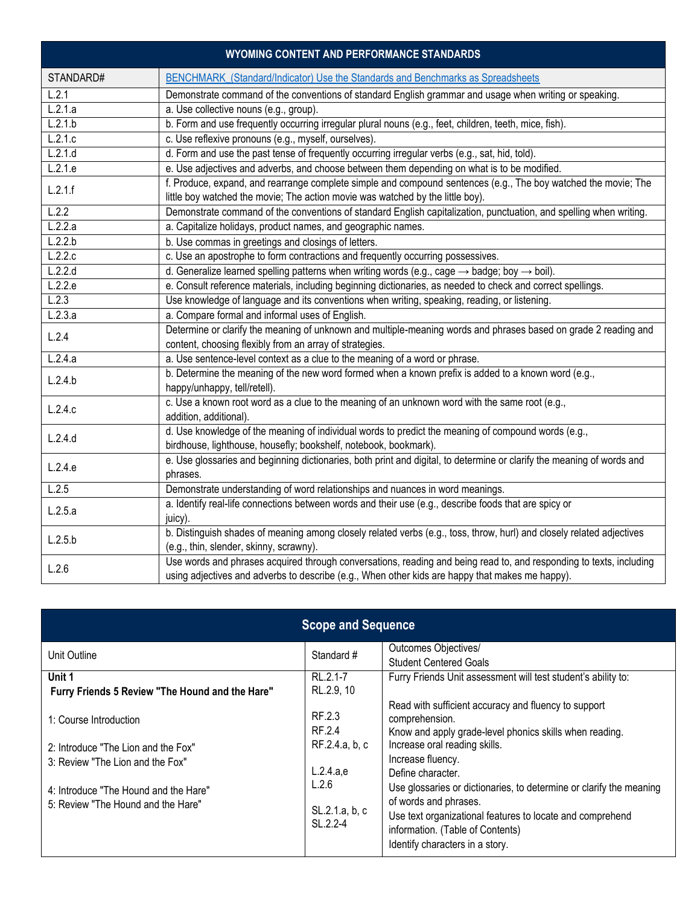| WYOMING CONTENT AND PERFORMANCE STANDARDS | |
|---|---|
| STANDARD# | BENCHMARK (Standard/Indicator) Use the Standards and Benchmarks as Spreadsheets |
| L.2.1 | Demonstrate command of the conventions of standard English grammar and usage when writing or speaking. |
| L.2.1.a | a. Use collective nouns (e.g., group). |
| L.2.1.b | b. Form and use frequently occurring irregular plural nouns (e.g., feet, children, teeth, mice, fish). |
| L.2.1.c | c. Use reflexive pronouns (e.g., myself, ourselves). |
| L.2.1.d | d. Form and use the past tense of frequently occurring irregular verbs (e.g., sat, hid, told). |
| L.2.1.e | e. Use adjectives and adverbs, and choose between them depending on what is to be modified. |
| L.2.1.f | f. Produce, expand, and rearrange complete simple and compound sentences (e.g., The boy watched the movie; The little boy watched the movie; The action movie was watched by the little boy). |
| L.2.2 | Demonstrate command of the conventions of standard English capitalization, punctuation, and spelling when writing. |
| L.2.2.a | a. Capitalize holidays, product names, and geographic names. |
| L.2.2.b | b. Use commas in greetings and closings of letters. |
| L.2.2.c | c. Use an apostrophe to form contractions and frequently occurring possessives. |
| L.2.2.d | d. Generalize learned spelling patterns when writing words (e.g., cage → badge; boy → boil). |
| L.2.2.e | e. Consult reference materials, including beginning dictionaries, as needed to check and correct spellings. |
| L.2.3 | Use knowledge of language and its conventions when writing, speaking, reading, or listening. |
| L.2.3.a | a. Compare formal and informal uses of English. |
| L.2.4 | Determine or clarify the meaning of unknown and multiple-meaning words and phrases based on grade 2 reading and content, choosing flexibly from an array of strategies. |
| L.2.4.a | a. Use sentence-level context as a clue to the meaning of a word or phrase. |
| L.2.4.b | b. Determine the meaning of the new word formed when a known prefix is added to a known word (e.g., happy/unhappy, tell/retell). |
| L.2.4.c | c. Use a known root word as a clue to the meaning of an unknown word with the same root (e.g., addition, additional). |
| L.2.4.d | d. Use knowledge of the meaning of individual words to predict the meaning of compound words (e.g., birdhouse, lighthouse, housefly; bookshelf, notebook, bookmark). |
| L.2.4.e | e. Use glossaries and beginning dictionaries, both print and digital, to determine or clarify the meaning of words and phrases. |
| L.2.5 | Demonstrate understanding of word relationships and nuances in word meanings. |
| L.2.5.a | a. Identify real-life connections between words and their use (e.g., describe foods that are spicy or juicy). |
| L.2.5.b | b. Distinguish shades of meaning among closely related verbs (e.g., toss, throw, hurl) and closely related adjectives (e.g., thin, slender, skinny, scrawny). |
| L.2.6 | Use words and phrases acquired through conversations, reading and being read to, and responding to texts, including using adjectives and adverbs to describe (e.g., When other kids are happy that makes me happy). |

| Scope and Sequence | | |
|---|---|---|
| Unit Outline | Standard # | Outcomes Objectives/ Student Centered Goals |
| **Unit 1**<br>**Furry Friends 5 Review "The Hound and the Hare"**<br><br>1: Course Introduction<br><br>2: Introduce "The Lion and the Fox"<br>3: Review "The Lion and the Fox"<br><br>4: Introduce "The Hound and the Hare"<br>5: Review "The Hound and the Hare" | RL.2.1-7<br>RL.2.9, 10<br><br>RF.2.3<br>RF.2.4<br>RF.2.4.a, b, c<br><br>L.2.4.a,e<br>L.2.6<br><br>SL.2.1.a, b, c<br>SL.2.2-4 | Furry Friends Unit assessment will test student's ability to:<br><br>Read with sufficient accuracy and fluency to support comprehension.<br>Know and apply grade-level phonics skills when reading.<br>Increase oral reading skills.<br>Increase fluency.<br>Define character.<br>Use glossaries or dictionaries, to determine or clarify the meaning of words and phrases.<br>Use text organizational features to locate and comprehend information. (Table of Contents)<br>Identify characters in a story. |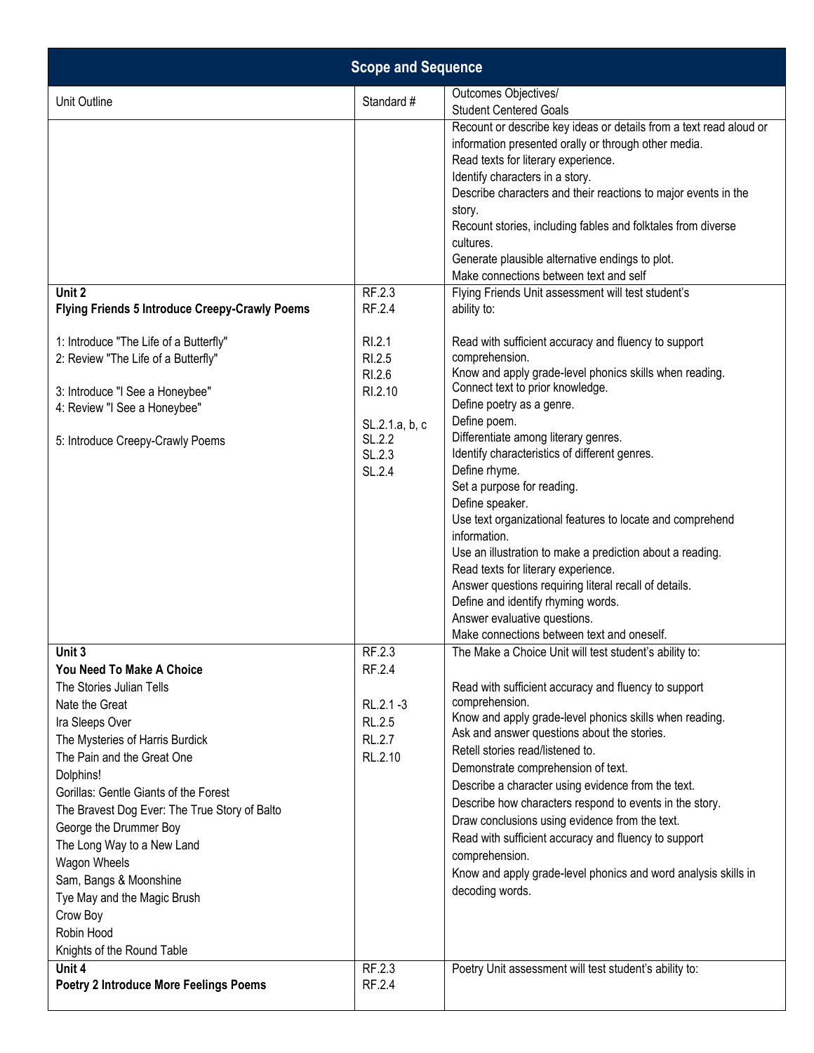## Scope and Sequence

| Unit Outline | Standard # | Outcomes Objectives/ Student Centered Goals |
|---|---|---|
| | | Recount or describe key ideas or details from a text read aloud or information presented orally or through other media.<br>Read texts for literary experience.<br>Identify characters in a story.<br>Describe characters and their reactions to major events in the story.<br>Recount stories, including fables and folktales from diverse cultures.<br>Generate plausible alternative endings to plot.<br>Make connections between text and self |
| **Unit 2**<br>**Flying Friends 5 Introduce Creepy-Crawly Poems**<br><br>1: Introduce "The Life of a Butterfly"<br>2: Review "The Life of a Butterfly"<br><br>3: Introduce "I See a Honeybee"<br>4: Review "I See a Honeybee"<br><br>5: Introduce Creepy-Crawly Poems | RF.2.3<br>RF.2.4<br><br>RI.2.1<br>RI.2.5<br>RI.2.6<br>RI.2.10<br><br>SL.2.1.a, b, c<br>SL.2.2<br>SL.2.3<br>SL.2.4 | Flying Friends Unit assessment will test student's ability to:<br><br>Read with sufficient accuracy and fluency to support comprehension.<br>Know and apply grade-level phonics skills when reading.<br>Connect text to prior knowledge.<br>Define poetry as a genre.<br>Define poem.<br>Differentiate among literary genres.<br>Identify characteristics of different genres.<br>Define rhyme.<br>Set a purpose for reading.<br>Define speaker.<br>Use text organizational features to locate and comprehend information.<br>Use an illustration to make a prediction about a reading.<br>Read texts for literary experience.<br>Answer questions requiring literal recall of details.<br>Define and identify rhyming words.<br>Answer evaluative questions.<br>Make connections between text and oneself. |
| **Unit 3**<br>**You Need To Make A Choice**<br>The Stories Julian Tells<br>Nate the Great<br>Ira Sleeps Over<br>The Mysteries of Harris Burdick<br>The Pain and the Great One<br>Dolphins!<br>Gorillas: Gentle Giants of the Forest<br>The Bravest Dog Ever: The True Story of Balto<br>George the Drummer Boy<br>The Long Way to a New Land<br>Wagon Wheels<br>Sam, Bangs & Moonshine<br>Tye May and the Magic Brush<br>Crow Boy<br>Robin Hood<br>Knights of the Round Table | RF.2.3<br>RF.2.4<br><br>RL.2.1 -3<br>RL.2.5<br>RL.2.7<br>RL.2.10 | The Make a Choice Unit will test student's ability to:<br><br>Read with sufficient accuracy and fluency to support comprehension.<br>Know and apply grade-level phonics skills when reading.<br>Ask and answer questions about the stories.<br>Retell stories read/listened to.<br>Demonstrate comprehension of text.<br>Describe a character using evidence from the text.<br>Describe how characters respond to events in the story.<br>Draw conclusions using evidence from the text.<br>Read with sufficient accuracy and fluency to support comprehension.<br>Know and apply grade-level phonics and word analysis skills in decoding words. |
| **Unit 4**<br>**Poetry 2 Introduce More Feelings Poems** | RF.2.3<br>RF.2.4 | Poetry Unit assessment will test student's ability to: |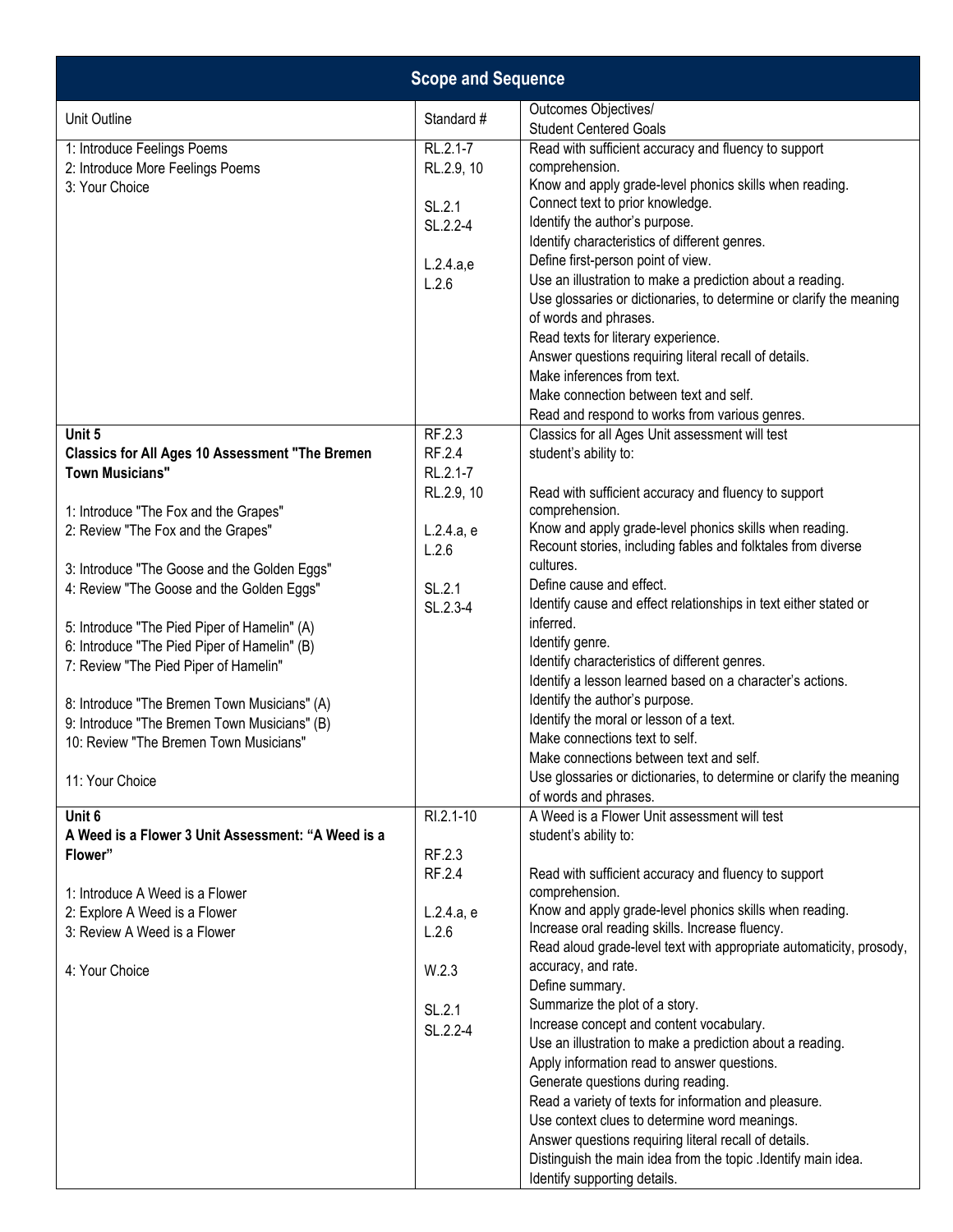| Scope and Sequence | | |
|---|---|---|
| Unit Outline | Standard # | Outcomes Objectives/<br>Student Centered Goals |
| 1: Introduce Feelings Poems<br>2: Introduce More Feelings Poems<br>3: Your Choice | RL.2.1-7<br>RL.2.9, 10<br><br>SL.2.1<br>SL.2.2-4<br><br>L.2.4.a,e<br>L.2.6 | Read with sufficient accuracy and fluency to support comprehension.<br>Know and apply grade-level phonics skills when reading.<br>Connect text to prior knowledge.<br>Identify the author's purpose.<br>Identify characteristics of different genres.<br>Define first-person point of view.<br>Use an illustration to make a prediction about a reading.<br>Use glossaries or dictionaries, to determine or clarify the meaning of words and phrases.<br>Read texts for literary experience.<br>Answer questions requiring literal recall of details.<br>Make inferences from text.<br>Make connection between text and self.<br>Read and respond to works from various genres. |
| **Unit 5**<br>**Classics for All Ages 10 Assessment "The Bremen Town Musicians"**<br><br>1: Introduce "The Fox and the Grapes"<br>2: Review "The Fox and the Grapes"<br><br>3: Introduce "The Goose and the Golden Eggs"<br>4: Review "The Goose and the Golden Eggs"<br><br>5: Introduce "The Pied Piper of Hamelin" (A)<br>6: Introduce "The Pied Piper of Hamelin" (B)<br>7: Review "The Pied Piper of Hamelin"<br><br>8: Introduce "The Bremen Town Musicians" (A)<br>9: Introduce "The Bremen Town Musicians" (B)<br>10: Review "The Bremen Town Musicians"<br><br>11: Your Choice | RF.2.3<br>RF.2.4<br>RL.2.1-7<br>RL.2.9, 10<br><br>L.2.4.a, e<br>L.2.6<br><br>SL.2.1<br>SL.2.3-4 | Classics for all Ages Unit assessment will test student's ability to:<br><br>Read with sufficient accuracy and fluency to support comprehension.<br>Know and apply grade-level phonics skills when reading.<br>Recount stories, including fables and folktales from diverse cultures.<br>Define cause and effect.<br>Identify cause and effect relationships in text either stated or inferred.<br>Identify genre.<br>Identify characteristics of different genres.<br>Identify a lesson learned based on a character's actions.<br>Identify the author's purpose.<br>Identify the moral or lesson of a text.<br>Make connections text to self.<br>Make connections between text and self.<br>Use glossaries or dictionaries, to determine or clarify the meaning of words and phrases. |
| **Unit 6**<br>**A Weed is a Flower 3 Unit Assessment: "A Weed is a Flower"**<br><br>1: Introduce A Weed is a Flower<br>2: Explore A Weed is a Flower<br>3: Review A Weed is a Flower<br><br>4: Your Choice | RI.2.1-10<br><br>RF.2.3<br>RF.2.4<br><br>L.2.4.a, e<br>L.2.6<br><br>W.2.3<br><br>SL.2.1<br>SL.2.2-4 | A Weed is a Flower Unit assessment will test student's ability to:<br><br>Read with sufficient accuracy and fluency to support comprehension.<br>Know and apply grade-level phonics skills when reading.<br>Increase oral reading skills. Increase fluency.<br>Read aloud grade-level text with appropriate automaticity, prosody, accuracy, and rate.<br>Define summary.<br>Summarize the plot of a story.<br>Increase concept and content vocabulary.<br>Use an illustration to make a prediction about a reading.<br>Apply information read to answer questions.<br>Generate questions during reading.<br>Read a variety of texts for information and pleasure.<br>Use context clues to determine word meanings.<br>Answer questions requiring literal recall of details.<br>Distinguish the main idea from the topic .Identify main idea.<br>Identify supporting details. |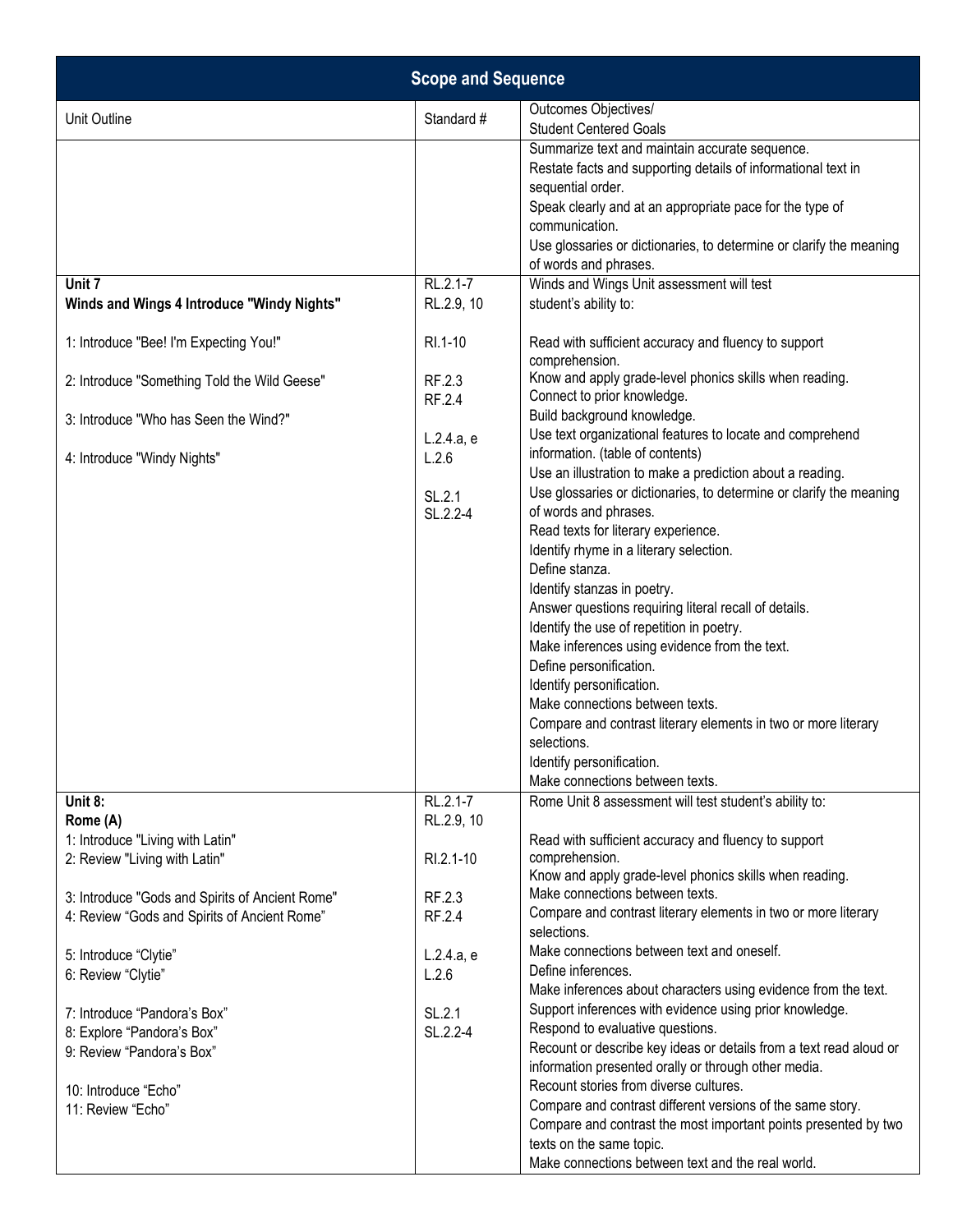## Scope and Sequence

| Unit Outline | Standard # | Outcomes Objectives/ Student Centered Goals |
|---|---|---|
| | | Summarize text and maintain accurate sequence.<br>Restate facts and supporting details of informational text in sequential order.<br>Speak clearly and at an appropriate pace for the type of communication.<br>Use glossaries or dictionaries, to determine or clarify the meaning of words and phrases. |
| **Unit 7**<br>**Winds and Wings 4 Introduce "Windy Nights"**<br><br>1: Introduce "Bee! I'm Expecting You!"<br><br>2: Introduce "Something Told the Wild Geese"<br><br>3: Introduce "Who has Seen the Wind?"<br><br>4: Introduce "Windy Nights" | RL.2.1-7<br>RL.2.9, 10<br><br>RI.1-10<br><br>RF.2.3<br>RF.2.4<br><br>L.2.4.a, e<br>L.2.6<br><br>SL.2.1<br>SL.2.2-4 | Winds and Wings Unit assessment will test student's ability to:<br><br>Read with sufficient accuracy and fluency to support comprehension.<br>Know and apply grade-level phonics skills when reading.<br>Connect to prior knowledge.<br>Build background knowledge.<br>Use text organizational features to locate and comprehend information. (table of contents)<br>Use an illustration to make a prediction about a reading.<br>Use glossaries or dictionaries, to determine or clarify the meaning of words and phrases.<br>Read texts for literary experience.<br>Identify rhyme in a literary selection.<br>Define stanza.<br>Identify stanzas in poetry.<br>Answer questions requiring literal recall of details.<br>Identify the use of repetition in poetry.<br>Make inferences using evidence from the text.<br>Define personification.<br>Identify personification.<br>Make connections between texts.<br>Compare and contrast literary elements in two or more literary selections.<br>Identify personification.<br>Make connections between texts. |
| **Unit 8:**<br>**Rome (A)**<br>1: Introduce "Living with Latin"<br>2: Review "Living with Latin"<br><br>3: Introduce "Gods and Spirits of Ancient Rome"<br>4: Review "Gods and Spirits of Ancient Rome"<br><br>5: Introduce "Clytie"<br>6: Review "Clytie"<br><br>7: Introduce "Pandora's Box"<br>8: Explore "Pandora's Box"<br>9: Review "Pandora's Box"<br><br>10: Introduce "Echo"<br>11: Review "Echo" | RL.2.1-7<br>RL.2.9, 10<br><br>RI.2.1-10<br><br>RF.2.3<br>RF.2.4<br><br>L.2.4.a, e<br>L.2.6<br><br>SL.2.1<br>SL.2.2-4 | Rome Unit 8 assessment will test student's ability to:<br><br>Read with sufficient accuracy and fluency to support comprehension.<br>Know and apply grade-level phonics skills when reading.<br>Make connections between texts.<br>Compare and contrast literary elements in two or more literary selections.<br>Make connections between text and oneself.<br>Define inferences.<br>Make inferences about characters using evidence from the text.<br>Support inferences with evidence using prior knowledge.<br>Respond to evaluative questions.<br>Recount or describe key ideas or details from a text read aloud or information presented orally or through other media.<br>Recount stories from diverse cultures.<br>Compare and contrast different versions of the same story.<br>Compare and contrast the most important points presented by two texts on the same topic.<br>Make connections between text and the real world. |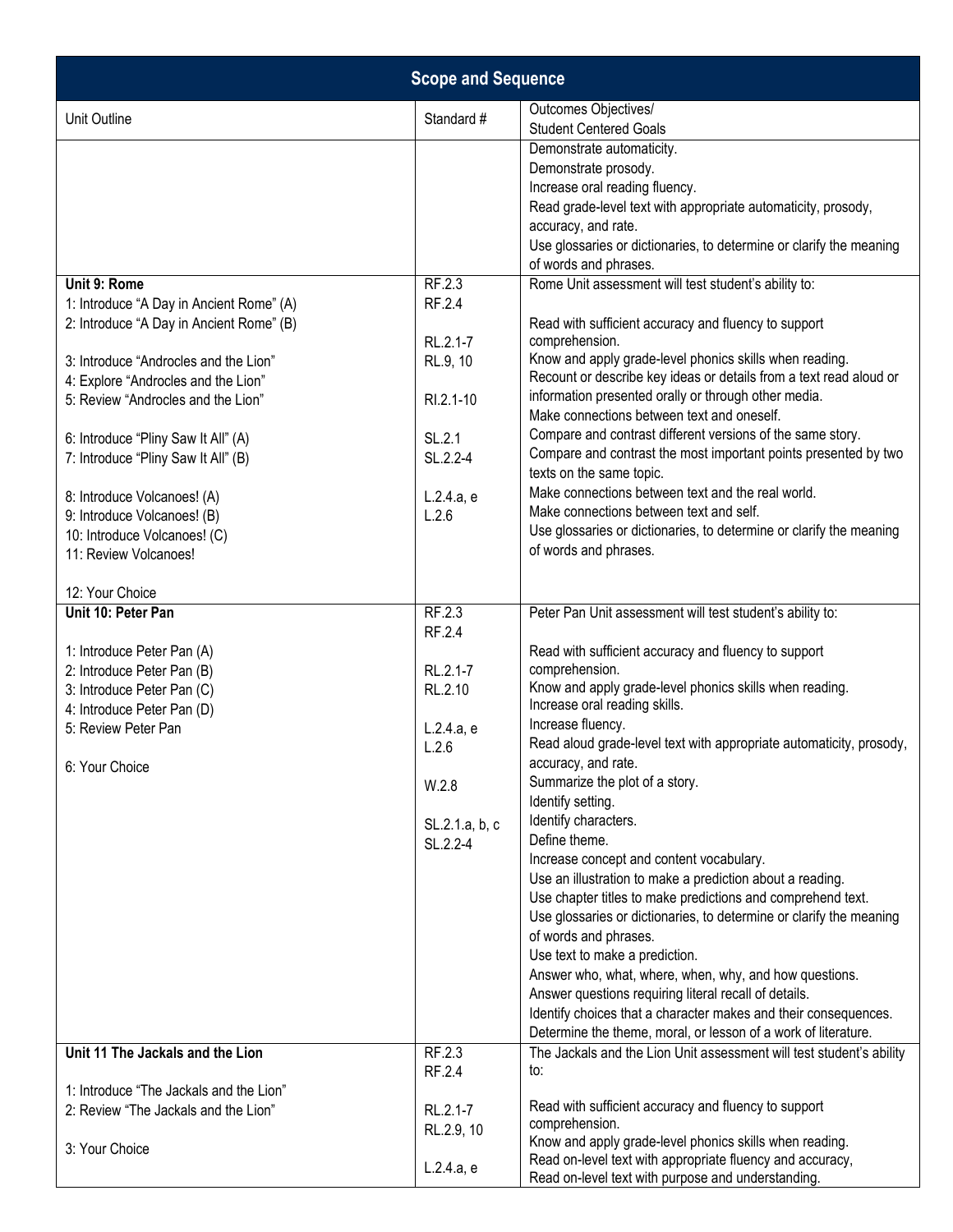| Scope and Sequence | | |
|---|---|---|
| Unit Outline | Standard # | Outcomes Objectives/<br>Student Centered Goals |
| | | Demonstrate automaticity.<br>Demonstrate prosody.<br>Increase oral reading fluency.<br>Read grade-level text with appropriate automaticity, prosody, accuracy, and rate.<br>Use glossaries or dictionaries, to determine or clarify the meaning of words and phrases. |
| **Unit 9: Rome**<br>1: Introduce "A Day in Ancient Rome" (A)<br>2: Introduce "A Day in Ancient Rome" (B)<br><br>3: Introduce "Androcles and the Lion"<br>4: Explore "Androcles and the Lion"<br>5: Review "Androcles and the Lion"<br><br>6: Introduce "Pliny Saw It All" (A)<br>7: Introduce "Pliny Saw It All" (B)<br><br>8: Introduce Volcanoes! (A)<br>9: Introduce Volcanoes! (B)<br>10: Introduce Volcanoes! (C)<br>11: Review Volcanoes!<br><br>12: Your Choice | RF.2.3<br>RF.2.4<br><br>RL.2.1-7<br>RL.9, 10<br><br>RI.2.1-10<br><br>SL.2.1<br>SL.2.2-4<br><br>L.2.4.a, e<br>L.2.6 | Rome Unit assessment will test student's ability to:<br><br>Read with sufficient accuracy and fluency to support comprehension.<br>Know and apply grade-level phonics skills when reading.<br>Recount or describe key ideas or details from a text read aloud or information presented orally or through other media.<br>Make connections between text and oneself.<br>Compare and contrast different versions of the same story.<br>Compare and contrast the most important points presented by two texts on the same topic.<br>Make connections between text and the real world.<br>Make connections between text and self.<br>Use glossaries or dictionaries, to determine or clarify the meaning of words and phrases. |
| **Unit 10: Peter Pan**<br><br>1: Introduce Peter Pan (A)<br>2: Introduce Peter Pan (B)<br>3: Introduce Peter Pan (C)<br>4: Introduce Peter Pan (D)<br>5: Review Peter Pan<br><br>6: Your Choice | RF.2.3<br>RF.2.4<br><br>RL.2.1-7<br>RL.2.10<br><br>L.2.4.a, e<br>L.2.6<br><br>W.2.8<br><br>SL.2.1.a, b, c<br>SL.2.2-4 | Peter Pan Unit assessment will test student's ability to:<br><br>Read with sufficient accuracy and fluency to support comprehension.<br>Know and apply grade-level phonics skills when reading.<br>Increase oral reading skills.<br>Increase fluency.<br>Read aloud grade-level text with appropriate automaticity, prosody, accuracy, and rate.<br>Summarize the plot of a story.<br>Identify setting.<br>Identify characters.<br>Define theme.<br>Increase concept and content vocabulary.<br>Use an illustration to make a prediction about a reading.<br>Use chapter titles to make predictions and comprehend text.<br>Use glossaries or dictionaries, to determine or clarify the meaning of words and phrases.<br>Use text to make a prediction.<br>Answer who, what, where, when, why, and how questions.<br>Answer questions requiring literal recall of details.<br>Identify choices that a character makes and their consequences.<br>Determine the theme, moral, or lesson of a work of literature. |
| **Unit 11 The Jackals and the Lion**<br><br>1: Introduce "The Jackals and the Lion"<br>2: Review "The Jackals and the Lion"<br><br>3: Your Choice | RF.2.3<br>RF.2.4<br><br>RL.2.1-7<br>RL.2.9, 10<br><br>L.2.4.a, e | The Jackals and the Lion Unit assessment will test student's ability to:<br><br>Read with sufficient accuracy and fluency to support comprehension.<br>Know and apply grade-level phonics skills when reading.<br>Read on-level text with appropriate fluency and accuracy,<br>Read on-level text with purpose and understanding. |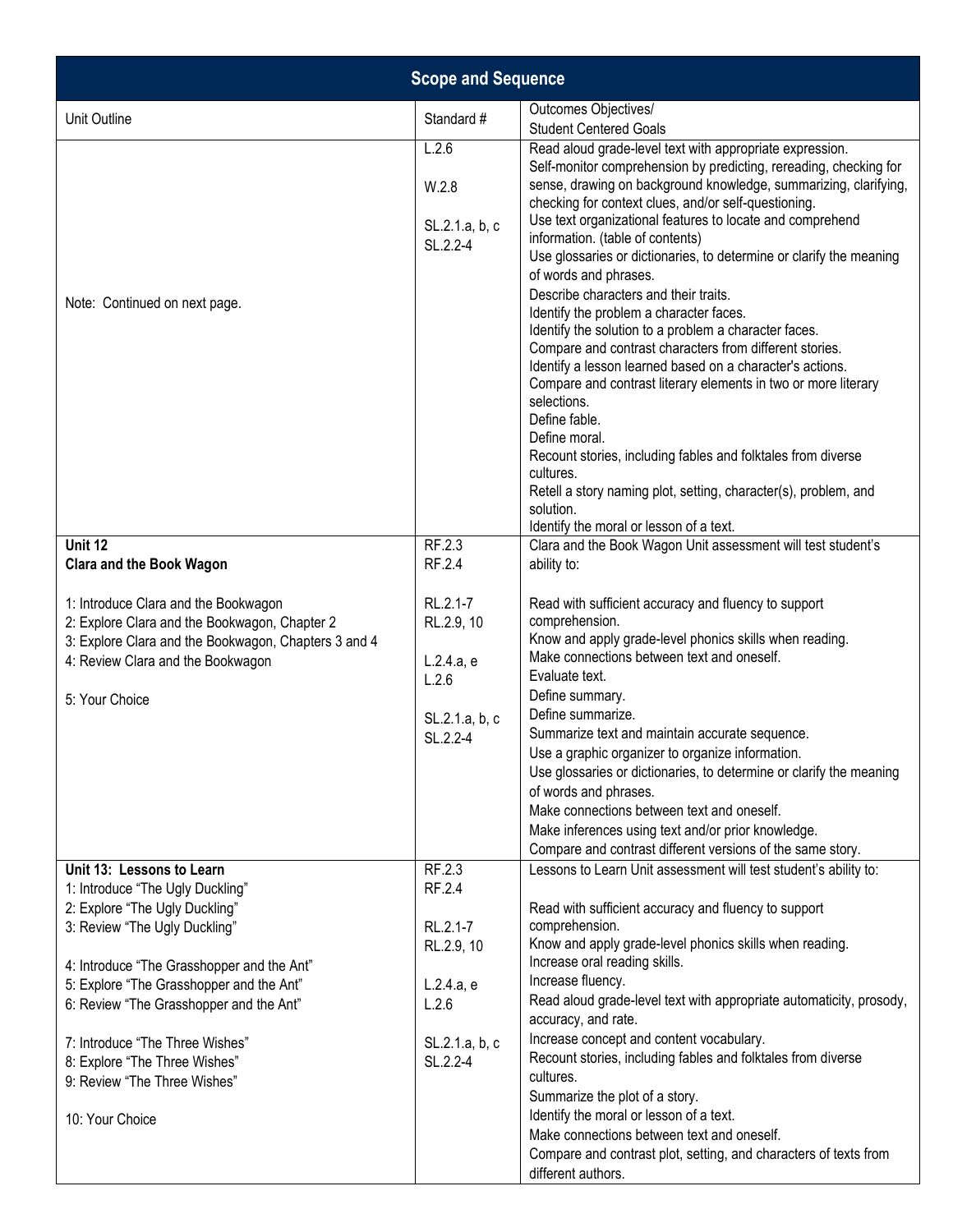| Scope and Sequence | | |
|---|---|---|
| Unit Outline | Standard # | Outcomes Objectives/<br>Student Centered Goals |
| Note: Continued on next page. | L.2.6<br><br>W.2.8<br><br>SL.2.1.a, b, c<br>SL.2.2-4 | Read aloud grade-level text with appropriate expression.<br>Self-monitor comprehension by predicting, rereading, checking for sense, drawing on background knowledge, summarizing, clarifying, checking for context clues, and/or self-questioning.<br>Use text organizational features to locate and comprehend information. (table of contents)<br>Use glossaries or dictionaries, to determine or clarify the meaning of words and phrases.<br>Describe characters and their traits.<br>Identify the problem a character faces.<br>Identify the solution to a problem a character faces.<br>Compare and contrast characters from different stories.<br>Identify a lesson learned based on a character's actions.<br>Compare and contrast literary elements in two or more literary selections.<br>Define fable.<br>Define moral.<br>Recount stories, including fables and folktales from diverse cultures.<br>Retell a story naming plot, setting, character(s), problem, and solution.<br>Identify the moral or lesson of a text. |
| **Unit 12**<br>**Clara and the Book Wagon**<br><br>1: Introduce Clara and the Bookwagon<br>2: Explore Clara and the Bookwagon, Chapter 2<br>3: Explore Clara and the Bookwagon, Chapters 3 and 4<br>4: Review Clara and the Bookwagon<br><br>5: Your Choice | RF.2.3<br>RF.2.4<br><br>RL.2.1-7<br>RL.2.9, 10<br><br>L.2.4.a, e<br>L.2.6<br><br>SL.2.1.a, b, c<br>SL.2.2-4 | Clara and the Book Wagon Unit assessment will test student's ability to:<br><br>Read with sufficient accuracy and fluency to support comprehension.<br>Know and apply grade-level phonics skills when reading.<br>Make connections between text and oneself.<br>Evaluate text.<br>Define summary.<br>Define summarize.<br>Summarize text and maintain accurate sequence.<br>Use a graphic organizer to organize information.<br>Use glossaries or dictionaries, to determine or clarify the meaning of words and phrases.<br>Make connections between text and oneself.<br>Make inferences using text and/or prior knowledge.<br>Compare and contrast different versions of the same story. |
| **Unit 13: Lessons to Learn**<br>1: Introduce "The Ugly Duckling"<br>2: Explore "The Ugly Duckling"<br>3: Review "The Ugly Duckling"<br><br>4: Introduce "The Grasshopper and the Ant"<br>5: Explore "The Grasshopper and the Ant"<br>6: Review "The Grasshopper and the Ant"<br><br>7: Introduce "The Three Wishes"<br>8: Explore "The Three Wishes"<br>9: Review "The Three Wishes"<br><br>10: Your Choice | RF.2.3<br>RF.2.4<br><br>RL.2.1-7<br>RL.2.9, 10<br><br>L.2.4.a, e<br>L.2.6<br><br>SL.2.1.a, b, c<br>SL.2.2-4 | Lessons to Learn Unit assessment will test student's ability to:<br><br>Read with sufficient accuracy and fluency to support comprehension.<br>Know and apply grade-level phonics skills when reading.<br>Increase oral reading skills.<br>Increase fluency.<br>Read aloud grade-level text with appropriate automaticity, prosody, accuracy, and rate.<br>Increase concept and content vocabulary.<br>Recount stories, including fables and folktales from diverse cultures.<br>Summarize the plot of a story.<br>Identify the moral or lesson of a text.<br>Make connections between text and oneself.<br>Compare and contrast plot, setting, and characters of texts from different authors. |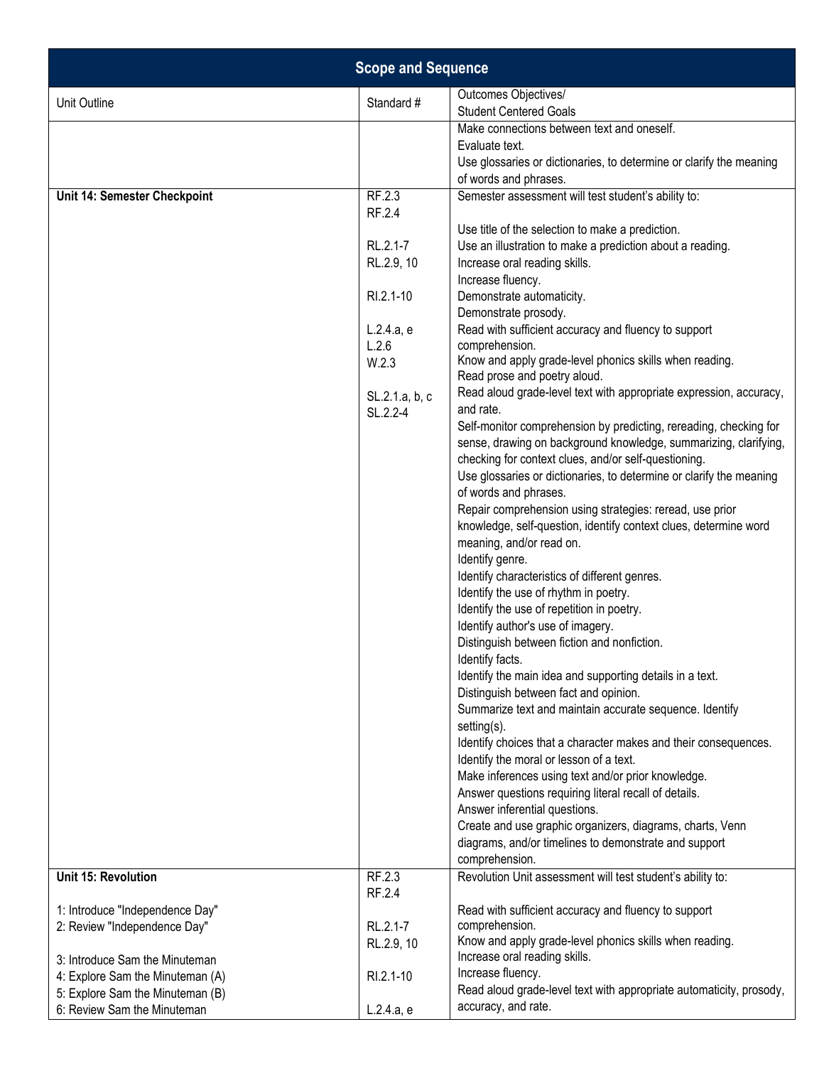| Scope and Sequence | | |
|---|---|---|
| Unit Outline | Standard # | Outcomes Objectives/<br>Student Centered Goals |
| | | Make connections between text and oneself.<br>Evaluate text.<br>Use glossaries or dictionaries, to determine or clarify the meaning of words and phrases. |
| **Unit 14: Semester Checkpoint** | RF.2.3<br>RF.2.4<br><br>RL.2.1-7<br>RL.2.9, 10<br><br>RI.2.1-10<br><br>L.2.4.a, e<br>L.2.6<br>W.2.3<br><br>SL.2.1.a, b, c<br>SL.2.2-4 | Semester assessment will test student's ability to:<br><br>Use title of the selection to make a prediction.<br>Use an illustration to make a prediction about a reading.<br>Increase oral reading skills.<br>Increase fluency.<br>Demonstrate automaticity.<br>Demonstrate prosody.<br>Read with sufficient accuracy and fluency to support comprehension.<br>Know and apply grade-level phonics skills when reading.<br>Read prose and poetry aloud.<br>Read aloud grade-level text with appropriate expression, accuracy, and rate.<br>Self-monitor comprehension by predicting, rereading, checking for sense, drawing on background knowledge, summarizing, clarifying, checking for context clues, and/or self-questioning.<br>Use glossaries or dictionaries, to determine or clarify the meaning of words and phrases.<br>Repair comprehension using strategies: reread, use prior knowledge, self-question, identify context clues, determine word meaning, and/or read on.<br>Identify genre.<br>Identify characteristics of different genres.<br>Identify the use of rhythm in poetry.<br>Identify the use of repetition in poetry.<br>Identify author's use of imagery.<br>Distinguish between fiction and nonfiction.<br>Identify facts.<br>Identify the main idea and supporting details in a text.<br>Distinguish between fact and opinion.<br>Summarize text and maintain accurate sequence. Identify setting(s).<br>Identify choices that a character makes and their consequences.<br>Identify the moral or lesson of a text.<br>Make inferences using text and/or prior knowledge.<br>Answer questions requiring literal recall of details.<br>Answer inferential questions.<br>Create and use graphic organizers, diagrams, charts, Venn diagrams, and/or timelines to demonstrate and support comprehension. |
| **Unit 15: Revolution**<br><br>1: Introduce "Independence Day"<br>2: Review "Independence Day"<br><br>3: Introduce Sam the Minuteman<br>4: Explore Sam the Minuteman (A)<br>5: Explore Sam the Minuteman (B)<br>6: Review Sam the Minuteman | RF.2.3<br>RF.2.4<br><br>RL.2.1-7<br>RL.2.9, 10<br><br>RI.2.1-10<br><br>L.2.4.a, e | Revolution Unit assessment will test student's ability to:<br><br>Read with sufficient accuracy and fluency to support comprehension.<br>Know and apply grade-level phonics skills when reading.<br>Increase oral reading skills.<br>Increase fluency.<br>Read aloud grade-level text with appropriate automaticity, prosody, accuracy, and rate. |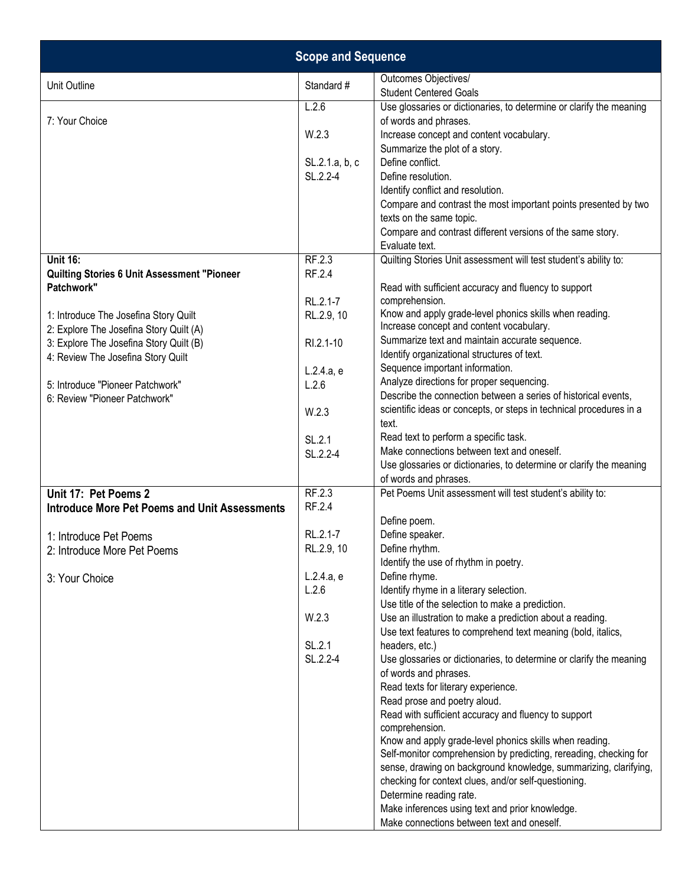| Scope and Sequence | | |
|---|---|---|
| Unit Outline | Standard # | Outcomes Objectives/<br>Student Centered Goals |
| 7: Your Choice | L.2.6<br><br>W.2.3<br><br>SL.2.1.a, b, c<br>SL.2.2-4 | Use glossaries or dictionaries, to determine or clarify the meaning of words and phrases.<br>Increase concept and content vocabulary.<br>Summarize the plot of a story.<br>Define conflict.<br>Define resolution.<br>Identify conflict and resolution.<br>Compare and contrast the most important points presented by two texts on the same topic.<br>Compare and contrast different versions of the same story.<br>Evaluate text. |
| **Unit 16:**<br>**Quilting Stories 6 Unit Assessment "Pioneer Patchwork"**<br><br>1: Introduce The Josefina Story Quilt<br>2: Explore The Josefina Story Quilt (A)<br>3: Explore The Josefina Story Quilt (B)<br>4: Review The Josefina Story Quilt<br><br>5: Introduce "Pioneer Patchwork"<br>6: Review "Pioneer Patchwork" | RF.2.3<br>RF.2.4<br><br>RL.2.1-7<br>RL.2.9, 10<br><br>RI.2.1-10<br><br>L.2.4.a, e<br>L.2.6<br><br>W.2.3<br><br>SL.2.1<br>SL.2.2-4 | Quilting Stories Unit assessment will test student's ability to:<br><br>Read with sufficient accuracy and fluency to support comprehension.<br>Know and apply grade-level phonics skills when reading.<br>Increase concept and content vocabulary.<br>Summarize text and maintain accurate sequence.<br>Identify organizational structures of text.<br>Sequence important information.<br>Analyze directions for proper sequencing.<br>Describe the connection between a series of historical events, scientific ideas or concepts, or steps in technical procedures in a text.<br>Read text to perform a specific task.<br>Make connections between text and oneself.<br>Use glossaries or dictionaries, to determine or clarify the meaning of words and phrases. |
| **Unit 17: Pet Poems 2**<br>**Introduce More Pet Poems and Unit Assessments**<br><br>1: Introduce Pet Poems<br>2: Introduce More Pet Poems<br><br>3: Your Choice | RF.2.3<br>RF.2.4<br><br>RL.2.1-7<br>RL.2.9, 10<br><br>L.2.4.a, e<br>L.2.6<br><br>W.2.3<br><br>SL.2.1<br>SL.2.2-4 | Pet Poems Unit assessment will test student's ability to:<br><br>Define poem.<br>Define speaker.<br>Define rhythm.<br>Identify the use of rhythm in poetry.<br>Define rhyme.<br>Identify rhyme in a literary selection.<br>Use title of the selection to make a prediction.<br>Use an illustration to make a prediction about a reading.<br>Use text features to comprehend text meaning (bold, italics, headers, etc.)<br>Use glossaries or dictionaries, to determine or clarify the meaning of words and phrases.<br>Read texts for literary experience.<br>Read prose and poetry aloud.<br>Read with sufficient accuracy and fluency to support comprehension.<br>Know and apply grade-level phonics skills when reading.<br>Self-monitor comprehension by predicting, rereading, checking for sense, drawing on background knowledge, summarizing, clarifying, checking for context clues, and/or self-questioning.<br>Determine reading rate.<br>Make inferences using text and prior knowledge.<br>Make connections between text and oneself. |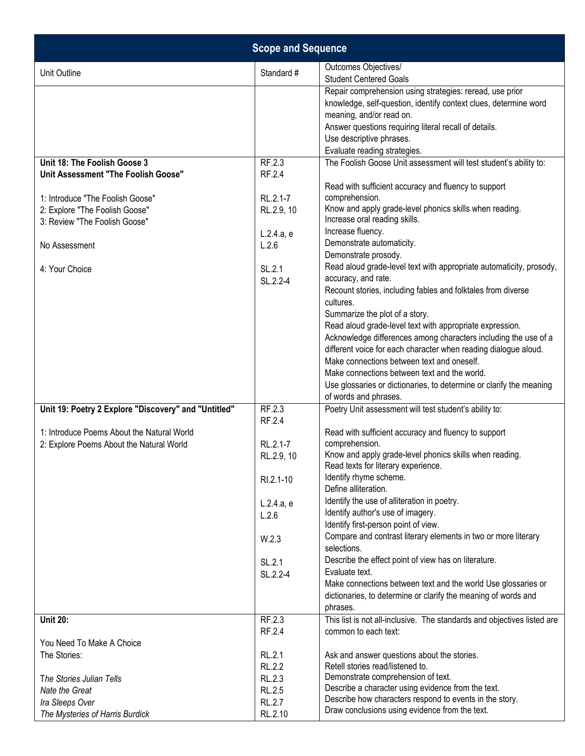| Scope and Sequence | | |
|---|---|---|
| Unit Outline | Standard # | Outcomes Objectives/<br>Student Centered Goals |
| | | Repair comprehension using strategies: reread, use prior knowledge, self-question, identify context clues, determine word meaning, and/or read on.<br>Answer questions requiring literal recall of details.<br>Use descriptive phrases.<br>Evaluate reading strategies. |
| **Unit 18: The Foolish Goose 3**<br>**Unit Assessment "The Foolish Goose"**<br><br>1: Introduce "The Foolish Goose"<br>2: Explore "The Foolish Goose"<br>3: Review "The Foolish Goose"<br><br>No Assessment<br><br>4: Your Choice | RF.2.3<br>RF.2.4<br><br>RL.2.1-7<br>RL.2.9, 10<br><br>L.2.4.a, e<br>L.2.6<br><br>SL.2.1<br>SL.2.2-4 | The Foolish Goose Unit assessment will test student's ability to:<br><br>Read with sufficient accuracy and fluency to support comprehension.<br>Know and apply grade-level phonics skills when reading.<br>Increase oral reading skills.<br>Increase fluency.<br>Demonstrate automaticity.<br>Demonstrate prosody.<br>Read aloud grade-level text with appropriate automaticity, prosody, accuracy, and rate.<br>Recount stories, including fables and folktales from diverse cultures.<br>Summarize the plot of a story.<br>Read aloud grade-level text with appropriate expression.<br>Acknowledge differences among characters including the use of a different voice for each character when reading dialogue aloud.<br>Make connections between text and oneself.<br>Make connections between text and the world.<br>Use glossaries or dictionaries, to determine or clarify the meaning of words and phrases. |
| **Unit 19: Poetry 2 Explore "Discovery" and "Untitled"**<br><br>1: Introduce Poems About the Natural World<br>2: Explore Poems About the Natural World | RF.2.3<br>RF.2.4<br><br>RL.2.1-7<br>RL.2.9, 10<br><br>RI.2.1-10<br><br>L.2.4.a, e<br>L.2.6<br><br>W.2.3<br><br>SL.2.1<br>SL.2.2-4 | Poetry Unit assessment will test student's ability to:<br><br>Read with sufficient accuracy and fluency to support comprehension.<br>Know and apply grade-level phonics skills when reading.<br>Read texts for literary experience.<br>Identify rhyme scheme.<br>Define alliteration.<br>Identify the use of alliteration in poetry.<br>Identify author's use of imagery.<br>Identify first-person point of view.<br>Compare and contrast literary elements in two or more literary selections.<br>Describe the effect point of view has on literature.<br>Evaluate text.<br>Make connections between text and the world Use glossaries or dictionaries, to determine or clarify the meaning of words and phrases. |
| **Unit 20:**<br><br>You Need To Make A Choice<br>The Stories:<br><br>*The Stories Julian Tells*<br>*Nate the Great*<br>*Ira Sleeps Over*<br>*The Mysteries of Harris Burdick* | RF.2.3<br>RF.2.4<br><br>RL.2.1<br>RL.2.2<br>RL.2.3<br>RL.2.5<br>RL.2.7<br>RL.2.10 | This list is not all-inclusive. The standards and objectives listed are common to each text:<br><br>Ask and answer questions about the stories.<br>Retell stories read/listened to.<br>Demonstrate comprehension of text.<br>Describe a character using evidence from the text.<br>Describe how characters respond to events in the story.<br>Draw conclusions using evidence from the text. |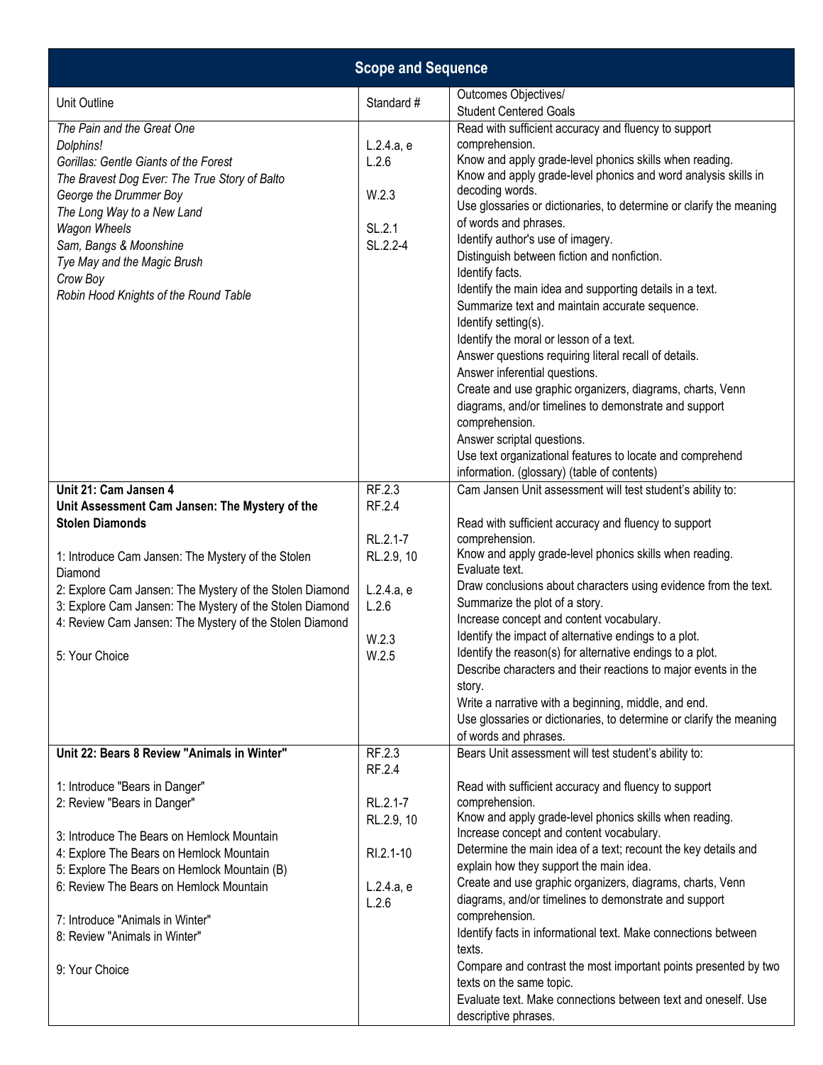| Scope and Sequence | | |
|---|---|---|
| Unit Outline | Standard # | Outcomes Objectives/<br>Student Centered Goals |
| *The Pain and the Great One*<br>*Dolphins!*<br>*Gorillas: Gentle Giants of the Forest*<br>*The Bravest Dog Ever: The True Story of Balto*<br>*George the Drummer Boy*<br>*The Long Way to a New Land*<br>*Wagon Wheels*<br>*Sam, Bangs & Moonshine*<br>*Tye May and the Magic Brush*<br>*Crow Boy*<br>*Robin Hood Knights of the Round Table* | L.2.4.a, e<br>L.2.6<br><br>W.2.3<br><br>SL.2.1<br>SL.2.2-4 | Read with sufficient accuracy and fluency to support comprehension.<br>Know and apply grade-level phonics skills when reading.<br>Know and apply grade-level phonics and word analysis skills in decoding words.<br>Use glossaries or dictionaries, to determine or clarify the meaning of words and phrases.<br>Identify author's use of imagery.<br>Distinguish between fiction and nonfiction.<br>Identify facts.<br>Identify the main idea and supporting details in a text.<br>Summarize text and maintain accurate sequence.<br>Identify setting(s).<br>Identify the moral or lesson of a text.<br>Answer questions requiring literal recall of details.<br>Answer inferential questions.<br>Create and use graphic organizers, diagrams, charts, Venn diagrams, and/or timelines to demonstrate and support comprehension.<br>Answer scriptal questions.<br>Use text organizational features to locate and comprehend information. (glossary) (table of contents) |
| **Unit 21: Cam Jansen 4**<br>**Unit Assessment Cam Jansen: The Mystery of the Stolen Diamonds**<br><br>1: Introduce Cam Jansen: The Mystery of the Stolen Diamond<br>2: Explore Cam Jansen: The Mystery of the Stolen Diamond<br>3: Explore Cam Jansen: The Mystery of the Stolen Diamond<br>4: Review Cam Jansen: The Mystery of the Stolen Diamond<br><br>5: Your Choice | RF.2.3<br>RF.2.4<br><br>RL.2.1-7<br>RL.2.9, 10<br><br>L.2.4.a, e<br>L.2.6<br><br>W.2.3<br>W.2.5 | Cam Jansen Unit assessment will test student's ability to:<br><br>Read with sufficient accuracy and fluency to support comprehension.<br>Know and apply grade-level phonics skills when reading.<br>Evaluate text.<br>Draw conclusions about characters using evidence from the text.<br>Summarize the plot of a story.<br>Increase concept and content vocabulary.<br>Identify the impact of alternative endings to a plot.<br>Identify the reason(s) for alternative endings to a plot.<br>Describe characters and their reactions to major events in the story.<br>Write a narrative with a beginning, middle, and end.<br>Use glossaries or dictionaries, to determine or clarify the meaning of words and phrases. |
| **Unit 22: Bears 8 Review "Animals in Winter"**<br><br>1: Introduce "Bears in Danger"<br>2: Review "Bears in Danger"<br><br>3: Introduce The Bears on Hemlock Mountain<br>4: Explore The Bears on Hemlock Mountain<br>5: Explore The Bears on Hemlock Mountain (B)<br>6: Review The Bears on Hemlock Mountain<br><br>7: Introduce "Animals in Winter"<br>8: Review "Animals in Winter"<br><br>9: Your Choice | RF.2.3<br>RF.2.4<br><br>RL.2.1-7<br>RL.2.9, 10<br><br>RI.2.1-10<br><br>L.2.4.a, e<br>L.2.6 | Bears Unit assessment will test student's ability to:<br><br>Read with sufficient accuracy and fluency to support comprehension.<br>Know and apply grade-level phonics skills when reading.<br>Increase concept and content vocabulary.<br>Determine the main idea of a text; recount the key details and explain how they support the main idea.<br>Create and use graphic organizers, diagrams, charts, Venn diagrams, and/or timelines to demonstrate and support comprehension.<br>Identify facts in informational text. Make connections between texts.<br>Compare and contrast the most important points presented by two texts on the same topic.<br>Evaluate text. Make connections between text and oneself. Use descriptive phrases. |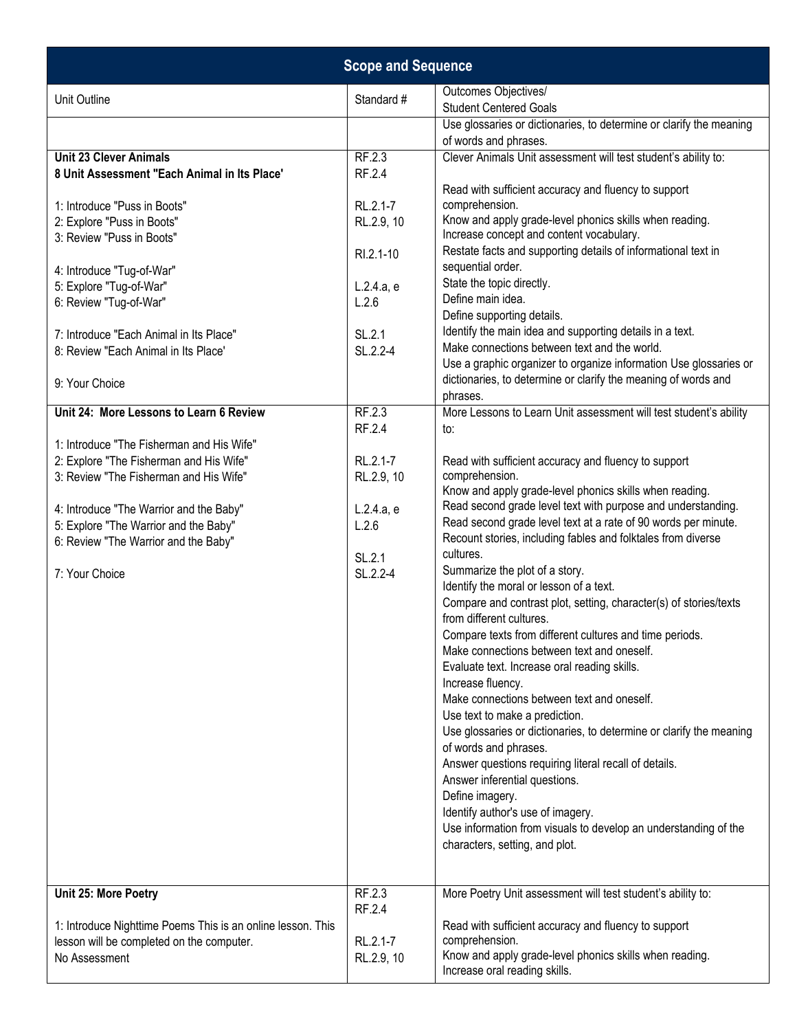| Scope and Sequence | | |
|---|---|---|
| Unit Outline | Standard # | Outcomes Objectives/<br>Student Centered Goals |
| | | Use glossaries or dictionaries, to determine or clarify the meaning of words and phrases. |
| **Unit 23 Clever Animals**<br>**8 Unit Assessment "Each Animal in Its Place'**<br><br>1: Introduce "Puss in Boots"<br>2: Explore "Puss in Boots"<br>3: Review "Puss in Boots"<br><br>4: Introduce "Tug-of-War"<br>5: Explore "Tug-of-War"<br>6: Review "Tug-of-War"<br><br>7: Introduce "Each Animal in Its Place"<br>8: Review "Each Animal in Its Place'<br><br>9: Your Choice | RF.2.3<br>RF.2.4<br><br>RL.2.1-7<br>RL.2.9, 10<br><br>RI.2.1-10<br><br>L.2.4.a, e<br>L.2.6<br><br>SL.2.1<br>SL.2.2-4 | Clever Animals Unit assessment will test student's ability to:<br><br>Read with sufficient accuracy and fluency to support comprehension.<br>Know and apply grade-level phonics skills when reading.<br>Increase concept and content vocabulary.<br>Restate facts and supporting details of informational text in sequential order.<br>State the topic directly.<br>Define main idea.<br>Define supporting details.<br>Identify the main idea and supporting details in a text.<br>Make connections between text and the world.<br>Use a graphic organizer to organize information Use glossaries or dictionaries, to determine or clarify the meaning of words and phrases. |
| **Unit 24: More Lessons to Learn 6 Review**<br><br>1: Introduce "The Fisherman and His Wife"<br>2: Explore "The Fisherman and His Wife"<br>3: Review "The Fisherman and His Wife"<br><br>4: Introduce "The Warrior and the Baby"<br>5: Explore "The Warrior and the Baby"<br>6: Review "The Warrior and the Baby"<br><br>7: Your Choice | RF.2.3<br>RF.2.4<br><br>RL.2.1-7<br>RL.2.9, 10<br><br>L.2.4.a, e<br>L.2.6<br><br>SL.2.1<br>SL.2.2-4 | More Lessons to Learn Unit assessment will test student's ability to:<br><br>Read with sufficient accuracy and fluency to support comprehension.<br>Know and apply grade-level phonics skills when reading.<br>Read second grade level text with purpose and understanding.<br>Read second grade level text at a rate of 90 words per minute.<br>Recount stories, including fables and folktales from diverse cultures.<br>Summarize the plot of a story.<br>Identify the moral or lesson of a text.<br>Compare and contrast plot, setting, character(s) of stories/texts from different cultures.<br>Compare texts from different cultures and time periods.<br>Make connections between text and oneself.<br>Evaluate text. Increase oral reading skills.<br>Increase fluency.<br>Make connections between text and oneself.<br>Use text to make a prediction.<br>Use glossaries or dictionaries, to determine or clarify the meaning of words and phrases.<br>Answer questions requiring literal recall of details.<br>Answer inferential questions.<br>Define imagery.<br>Identify author's use of imagery.<br>Use information from visuals to develop an understanding of the characters, setting, and plot. |
| **Unit 25: More Poetry**<br><br>1: Introduce Nighttime Poems This is an online lesson. This lesson will be completed on the computer.<br>No Assessment | RF.2.3<br>RF.2.4<br><br>RL.2.1-7<br>RL.2.9, 10 | More Poetry Unit assessment will test student's ability to:<br><br>Read with sufficient accuracy and fluency to support comprehension.<br>Know and apply grade-level phonics skills when reading.<br>Increase oral reading skills. |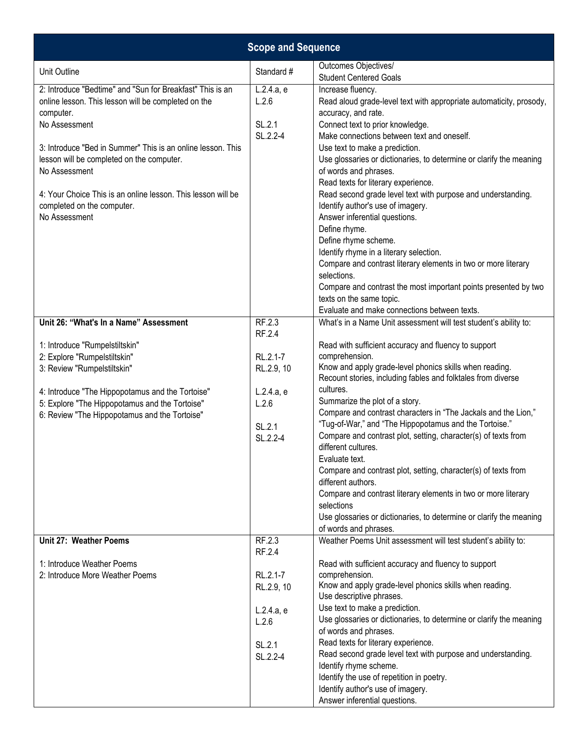| Scope and Sequence | | |
|---|---|---|
| Unit Outline | Standard # | Outcomes Objectives/<br>Student Centered Goals |
| 2: Introduce "Bedtime" and "Sun for Breakfast" This is an online lesson. This lesson will be completed on the computer.<br>No Assessment<br><br>3: Introduce "Bed in Summer" This is an online lesson. This lesson will be completed on the computer.<br>No Assessment<br><br>4: Your Choice This is an online lesson. This lesson will be completed on the computer.<br>No Assessment | L.2.4.a, e<br>L.2.6<br><br>SL.2.1<br>SL.2.2-4 | Increase fluency.<br>Read aloud grade-level text with appropriate automaticity, prosody, accuracy, and rate.<br>Connect text to prior knowledge.<br>Make connections between text and oneself.<br>Use text to make a prediction.<br>Use glossaries or dictionaries, to determine or clarify the meaning of words and phrases.<br>Read texts for literary experience.<br>Read second grade level text with purpose and understanding.<br>Identify author's use of imagery.<br>Answer inferential questions.<br>Define rhyme.<br>Define rhyme scheme.<br>Identify rhyme in a literary selection.<br>Compare and contrast literary elements in two or more literary selections.<br>Compare and contrast the most important points presented by two texts on the same topic.<br>Evaluate and make connections between texts. |
| **Unit 26: "What's In a Name" Assessment**<br><br>1: Introduce "Rumpelstiltskin"<br>2: Explore "Rumpelstiltskin"<br>3: Review "Rumpelstiltskin"<br><br>4: Introduce "The Hippopotamus and the Tortoise"<br>5: Explore "The Hippopotamus and the Tortoise"<br>6: Review "The Hippopotamus and the Tortoise" | RF.2.3<br>RF.2.4<br><br>RL.2.1-7<br>RL.2.9, 10<br><br>L.2.4.a, e<br>L.2.6<br><br>SL.2.1<br>SL.2.2-4 | What's in a Name Unit assessment will test student's ability to:<br><br>Read with sufficient accuracy and fluency to support comprehension.<br>Know and apply grade-level phonics skills when reading.<br>Recount stories, including fables and folktales from diverse cultures.<br>Summarize the plot of a story.<br>Compare and contrast characters in "The Jackals and the Lion," "Tug-of-War," and "The Hippopotamus and the Tortoise."<br>Compare and contrast plot, setting, character(s) of texts from different cultures.<br>Evaluate text.<br>Compare and contrast plot, setting, character(s) of texts from different authors.<br>Compare and contrast literary elements in two or more literary selections<br>Use glossaries or dictionaries, to determine or clarify the meaning of words and phrases. |
| **Unit 27: Weather Poems**<br><br>1: Introduce Weather Poems<br>2: Introduce More Weather Poems | RF.2.3<br>RF.2.4<br><br>RL.2.1-7<br>RL.2.9, 10<br><br>L.2.4.a, e<br>L.2.6<br><br>SL.2.1<br>SL.2.2-4 | Weather Poems Unit assessment will test student's ability to:<br><br>Read with sufficient accuracy and fluency to support comprehension.<br>Know and apply grade-level phonics skills when reading.<br>Use descriptive phrases.<br>Use text to make a prediction.<br>Use glossaries or dictionaries, to determine or clarify the meaning of words and phrases.<br>Read texts for literary experience.<br>Read second grade level text with purpose and understanding.<br>Identify rhyme scheme.<br>Identify the use of repetition in poetry.<br>Identify author's use of imagery.<br>Answer inferential questions. |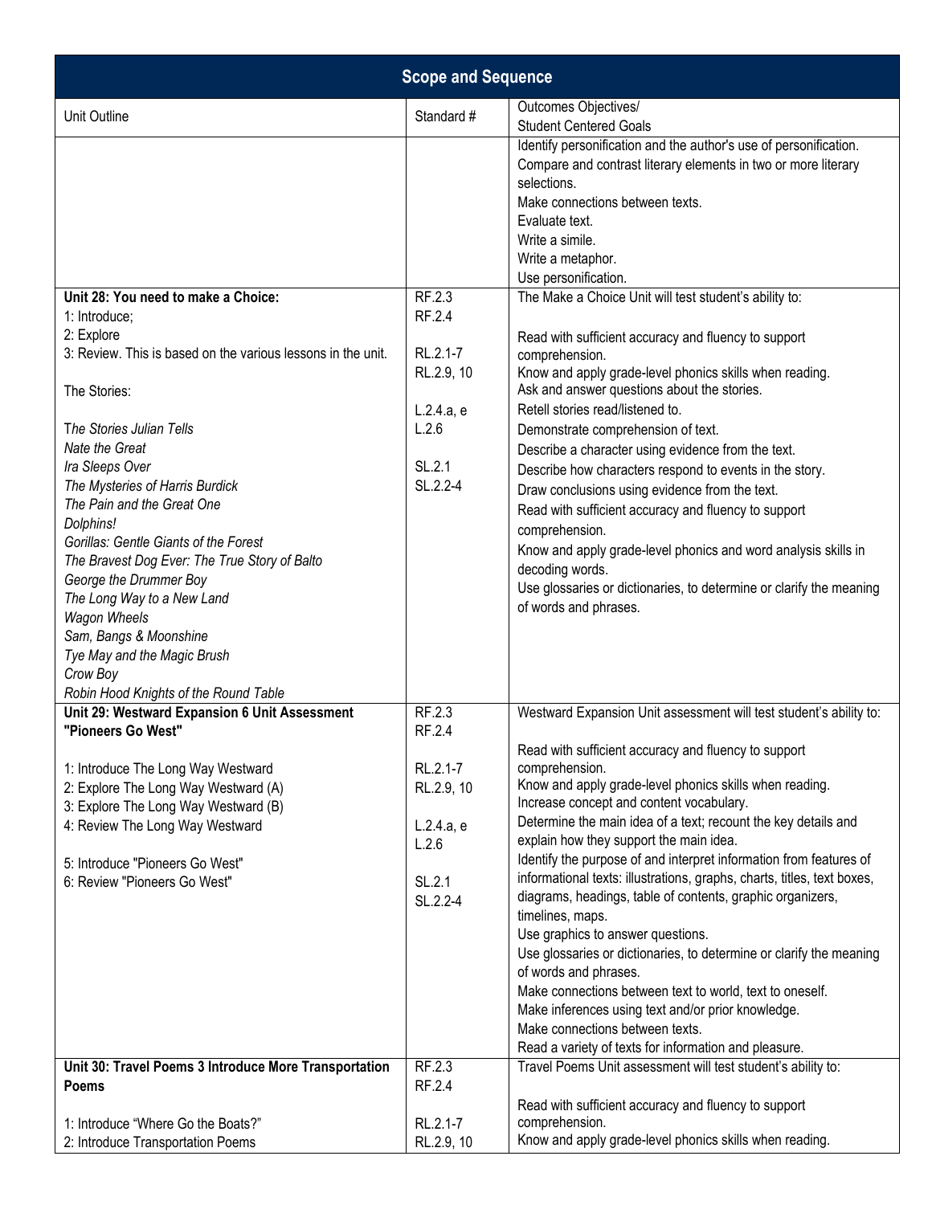| Scope and Sequence | | |
|---|---|---|
| Unit Outline | Standard # | Outcomes Objectives/<br>Student Centered Goals |
| | | Identify personification and the author's use of personification.<br>Compare and contrast literary elements in two or more literary selections.<br>Make connections between texts.<br>Evaluate text.<br>Write a simile.<br>Write a metaphor.<br>Use personification. |
| **Unit 28: You need to make a Choice:**<br>1: Introduce;<br>2: Explore<br>3: Review. This is based on the various lessons in the unit.<br><br>The Stories:<br><br>*The Stories Julian Tells*<br>*Nate the Great*<br>*Ira Sleeps Over*<br>*The Mysteries of Harris Burdick*<br>*The Pain and the Great One*<br>*Dolphins!*<br>*Gorillas: Gentle Giants of the Forest*<br>*The Bravest Dog Ever: The True Story of Balto*<br>*George the Drummer Boy*<br>*The Long Way to a New Land*<br>*Wagon Wheels*<br>*Sam, Bangs & Moonshine*<br>*Tye May and the Magic Brush*<br>*Crow Boy*<br>*Robin Hood Knights of the Round Table* | RF.2.3<br>RF.2.4<br><br>RL.2.1-7<br>RL.2.9, 10<br><br>L.2.4.a, e<br>L.2.6<br><br>SL.2.1<br>SL.2.2-4 | The Make a Choice Unit will test student's ability to:<br><br>Read with sufficient accuracy and fluency to support comprehension.<br>Know and apply grade-level phonics skills when reading.<br>Ask and answer questions about the stories.<br>Retell stories read/listened to.<br>Demonstrate comprehension of text.<br>Describe a character using evidence from the text.<br>Describe how characters respond to events in the story.<br>Draw conclusions using evidence from the text.<br>Read with sufficient accuracy and fluency to support comprehension.<br>Know and apply grade-level phonics and word analysis skills in decoding words.<br>Use glossaries or dictionaries, to determine or clarify the meaning of words and phrases. |
| **Unit 29: Westward Expansion 6 Unit Assessment "Pioneers Go West"**<br><br>1: Introduce The Long Way Westward<br>2: Explore The Long Way Westward (A)<br>3: Explore The Long Way Westward (B)<br>4: Review The Long Way Westward<br><br>5: Introduce "Pioneers Go West"<br>6: Review "Pioneers Go West" | RF.2.3<br>RF.2.4<br><br>RL.2.1-7<br>RL.2.9, 10<br><br>L.2.4.a, e<br>L.2.6<br><br>SL.2.1<br>SL.2.2-4 | Westward Expansion Unit assessment will test student's ability to:<br><br>Read with sufficient accuracy and fluency to support comprehension.<br>Know and apply grade-level phonics skills when reading.<br>Increase concept and content vocabulary.<br>Determine the main idea of a text; recount the key details and explain how they support the main idea.<br>Identify the purpose of and interpret information from features of informational texts: illustrations, graphs, charts, titles, text boxes, diagrams, headings, table of contents, graphic organizers, timelines, maps.<br>Use graphics to answer questions.<br>Use glossaries or dictionaries, to determine or clarify the meaning of words and phrases.<br>Make connections between text to world, text to oneself.<br>Make inferences using text and/or prior knowledge.<br>Make connections between texts.<br>Read a variety of texts for information and pleasure. |
| **Unit 30: Travel Poems 3 Introduce More Transportation Poems**<br><br>1: Introduce "Where Go the Boats?"<br>2: Introduce Transportation Poems | RF.2.3<br>RF.2.4<br><br>RL.2.1-7<br>RL.2.9, 10 | Travel Poems Unit assessment will test student's ability to:<br><br>Read with sufficient accuracy and fluency to support comprehension.<br>Know and apply grade-level phonics skills when reading. |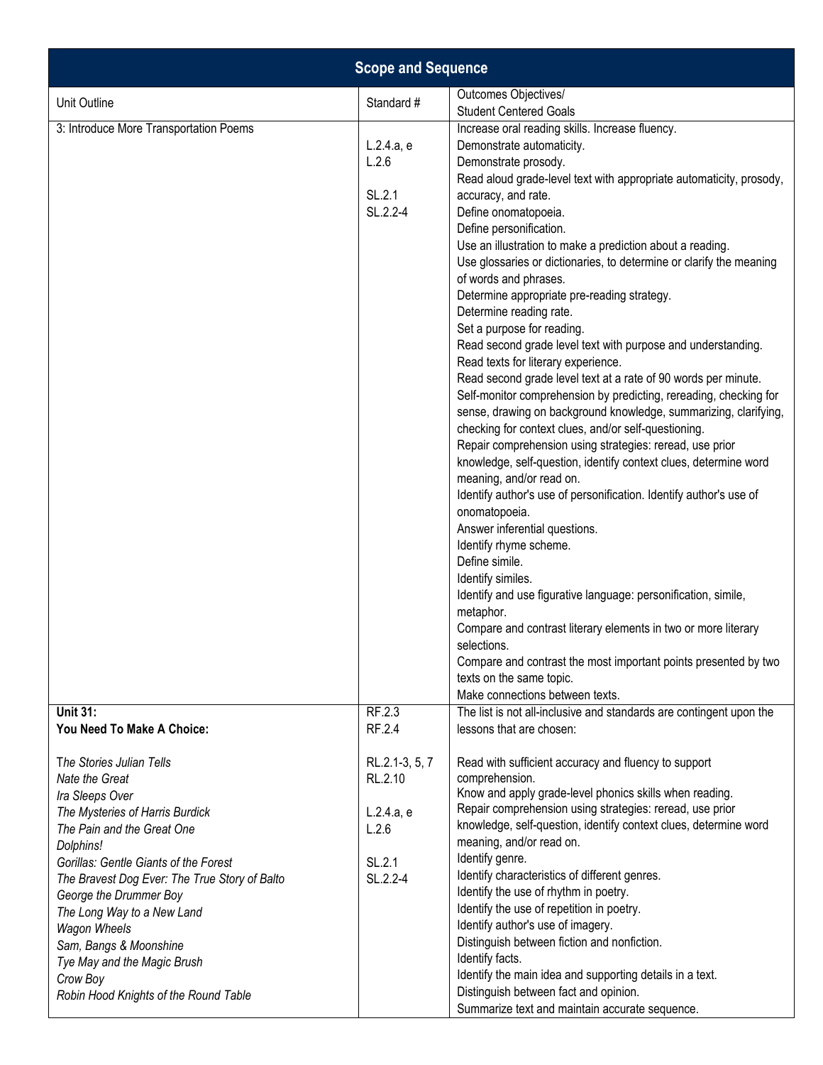| Scope and Sequence | | |
|---|---|---|
| Unit Outline | Standard # | Outcomes Objectives/<br>Student Centered Goals |
| 3: Introduce More Transportation Poems | L.2.4.a, e<br>L.2.6<br><br>SL.2.1<br>SL.2.2-4 | Increase oral reading skills. Increase fluency.<br>Demonstrate automaticity.<br>Demonstrate prosody.<br>Read aloud grade-level text with appropriate automaticity, prosody, accuracy, and rate.<br>Define onomatopoeia.<br>Define personification.<br>Use an illustration to make a prediction about a reading.<br>Use glossaries or dictionaries, to determine or clarify the meaning of words and phrases.<br>Determine appropriate pre-reading strategy.<br>Determine reading rate.<br>Set a purpose for reading.<br>Read second grade level text with purpose and understanding.<br>Read texts for literary experience.<br>Read second grade level text at a rate of 90 words per minute.<br>Self-monitor comprehension by predicting, rereading, checking for sense, drawing on background knowledge, summarizing, clarifying, checking for context clues, and/or self-questioning.<br>Repair comprehension using strategies: reread, use prior knowledge, self-question, identify context clues, determine word meaning, and/or read on.<br>Identify author's use of personification. Identify author's use of onomatopoeia.<br>Answer inferential questions.<br>Identify rhyme scheme.<br>Define simile.<br>Identify similes.<br>Identify and use figurative language: personification, simile, metaphor.<br>Compare and contrast literary elements in two or more literary selections.<br>Compare and contrast the most important points presented by two texts on the same topic.<br>Make connections between texts. |
| **Unit 31:**<br>**You Need To Make A Choice:**<br><br>*The Stories Julian Tells*<br>*Nate the Great*<br>*Ira Sleeps Over*<br>*The Mysteries of Harris Burdick*<br>*The Pain and the Great One*<br>*Dolphins!*<br>*Gorillas: Gentle Giants of the Forest*<br>*The Bravest Dog Ever: The True Story of Balto*<br>*George the Drummer Boy*<br>*The Long Way to a New Land*<br>*Wagon Wheels*<br>*Sam, Bangs & Moonshine*<br>*Tye May and the Magic Brush*<br>*Crow Boy*<br>*Robin Hood Knights of the Round Table* | RF.2.3<br>RF.2.4<br><br>RL.2.1-3, 5, 7<br>RL.2.10<br><br>L.2.4.a, e<br>L.2.6<br><br>SL.2.1<br>SL.2.2-4 | The list is not all-inclusive and standards are contingent upon the lessons that are chosen:<br><br>Read with sufficient accuracy and fluency to support comprehension.<br>Know and apply grade-level phonics skills when reading.<br>Repair comprehension using strategies: reread, use prior knowledge, self-question, identify context clues, determine word meaning, and/or read on.<br>Identify genre.<br>Identify characteristics of different genres.<br>Identify the use of rhythm in poetry.<br>Identify the use of repetition in poetry.<br>Identify author's use of imagery.<br>Distinguish between fiction and nonfiction.<br>Identify facts.<br>Identify the main idea and supporting details in a text.<br>Distinguish between fact and opinion.<br>Summarize text and maintain accurate sequence. |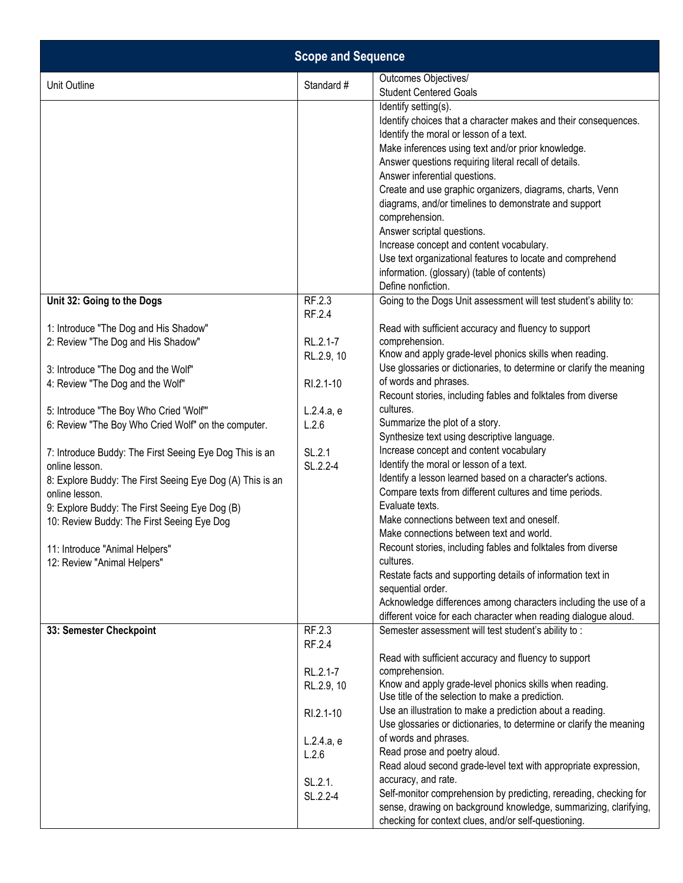| Scope and Sequence | | |
|---|---|---|
| Unit Outline | Standard # | Outcomes Objectives/<br>Student Centered Goals |
| | | Identify setting(s).<br>Identify choices that a character makes and their consequences.<br>Identify the moral or lesson of a text.<br>Make inferences using text and/or prior knowledge.<br>Answer questions requiring literal recall of details.<br>Answer inferential questions.<br>Create and use graphic organizers, diagrams, charts, Venn diagrams, and/or timelines to demonstrate and support comprehension.<br>Answer scriptal questions.<br>Increase concept and content vocabulary.<br>Use text organizational features to locate and comprehend information. (glossary) (table of contents)<br>Define nonfiction. |
| **Unit 32: Going to the Dogs**<br><br>1: Introduce "The Dog and His Shadow"<br>2: Review "The Dog and His Shadow"<br><br>3: Introduce "The Dog and the Wolf"<br>4: Review "The Dog and the Wolf"<br><br>5: Introduce "The Boy Who Cried 'Wolf'"<br>6: Review "The Boy Who Cried Wolf" on the computer.<br><br>7: Introduce Buddy: The First Seeing Eye Dog This is an online lesson.<br>8: Explore Buddy: The First Seeing Eye Dog (A) This is an online lesson.<br>9: Explore Buddy: The First Seeing Eye Dog (B)<br>10: Review Buddy: The First Seeing Eye Dog<br><br>11: Introduce "Animal Helpers"<br>12: Review "Animal Helpers" | RF.2.3<br>RF.2.4<br><br>RL.2.1-7<br>RL.2.9, 10<br><br>RI.2.1-10<br><br>L.2.4.a, e<br>L.2.6<br><br>SL.2.1<br>SL.2.2-4 | Going to the Dogs Unit assessment will test student's ability to:<br><br>Read with sufficient accuracy and fluency to support comprehension.<br>Know and apply grade-level phonics skills when reading.<br>Use glossaries or dictionaries, to determine or clarify the meaning of words and phrases.<br>Recount stories, including fables and folktales from diverse cultures.<br>Summarize the plot of a story.<br>Synthesize text using descriptive language.<br>Increase concept and content vocabulary<br>Identify the moral or lesson of a text.<br>Identify a lesson learned based on a character's actions.<br>Compare texts from different cultures and time periods.<br>Evaluate texts.<br>Make connections between text and oneself.<br>Make connections between text and world.<br>Recount stories, including fables and folktales from diverse cultures.<br>Restate facts and supporting details of information text in sequential order.<br>Acknowledge differences among characters including the use of a different voice for each character when reading dialogue aloud. |
| **33: Semester Checkpoint** | RF.2.3<br>RF.2.4<br><br>RL.2.1-7<br>RL.2.9, 10<br><br>RI.2.1-10<br><br>L.2.4.a, e<br>L.2.6<br><br>SL.2.1.<br>SL.2.2-4 | Semester assessment will test student's ability to :<br><br>Read with sufficient accuracy and fluency to support comprehension.<br>Know and apply grade-level phonics skills when reading.<br>Use title of the selection to make a prediction.<br>Use an illustration to make a prediction about a reading.<br>Use glossaries or dictionaries, to determine or clarify the meaning of words and phrases.<br>Read prose and poetry aloud.<br>Read aloud second grade-level text with appropriate expression, accuracy, and rate.<br>Self-monitor comprehension by predicting, rereading, checking for sense, drawing on background knowledge, summarizing, clarifying, checking for context clues, and/or self-questioning. |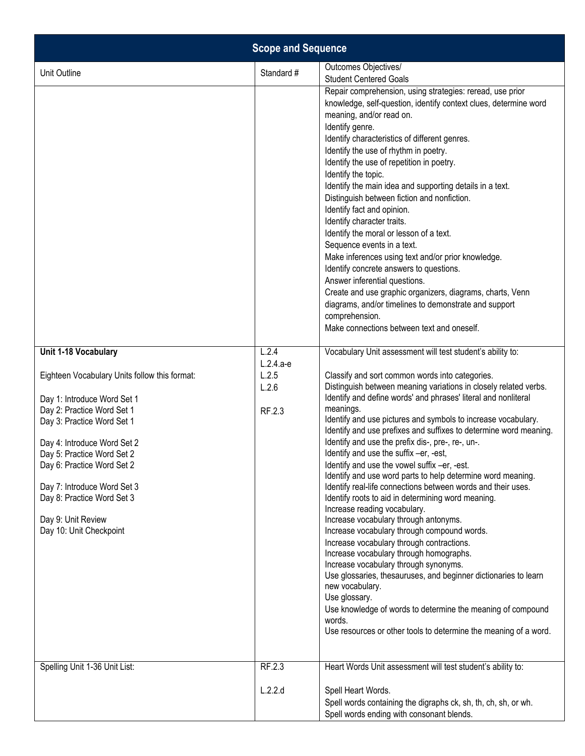| Scope and Sequence | | |
|---|---|---|
| Unit Outline | Standard # | Outcomes Objectives/<br>Student Centered Goals |
| | | Repair comprehension, using strategies: reread, use prior knowledge, self-question, identify context clues, determine word meaning, and/or read on.<br>Identify genre.<br>Identify characteristics of different genres.<br>Identify the use of rhythm in poetry.<br>Identify the use of repetition in poetry.<br>Identify the topic.<br>Identify the main idea and supporting details in a text.<br>Distinguish between fiction and nonfiction.<br>Identify fact and opinion.<br>Identify character traits.<br>Identify the moral or lesson of a text.<br>Sequence events in a text.<br>Make inferences using text and/or prior knowledge.<br>Identify concrete answers to questions.<br>Answer inferential questions.<br>Create and use graphic organizers, diagrams, charts, Venn diagrams, and/or timelines to demonstrate and support comprehension.<br>Make connections between text and oneself. |
| **Unit 1-18 Vocabulary**<br><br>Eighteen Vocabulary Units follow this format:<br><br>Day 1: Introduce Word Set 1<br>Day 2: Practice Word Set 1<br>Day 3: Practice Word Set 1<br><br>Day 4: Introduce Word Set 2<br>Day 5: Practice Word Set 2<br>Day 6: Practice Word Set 2<br><br>Day 7: Introduce Word Set 3<br>Day 8: Practice Word Set 3<br><br>Day 9: Unit Review<br>Day 10: Unit Checkpoint | L.2.4<br>L.2.4.a-e<br>L.2.5<br>L.2.6<br><br>RF.2.3 | Vocabulary Unit assessment will test student's ability to:<br><br>Classify and sort common words into categories.<br>Distinguish between meaning variations in closely related verbs.<br>Identify and define words' and phrases' literal and nonliteral meanings.<br>Identify and use pictures and symbols to increase vocabulary.<br>Identify and use prefixes and suffixes to determine word meaning.<br>Identify and use the prefix dis-, pre-, re-, un-.<br>Identify and use the suffix –er, -est,<br>Identify and use the vowel suffix –er, -est.<br>Identify and use word parts to help determine word meaning.<br>Identify real-life connections between words and their uses.<br>Identify roots to aid in determining word meaning.<br>Increase reading vocabulary.<br>Increase vocabulary through antonyms.<br>Increase vocabulary through compound words.<br>Increase vocabulary through contractions.<br>Increase vocabulary through homographs.<br>Increase vocabulary through synonyms.<br>Use glossaries, thesauruses, and beginner dictionaries to learn new vocabulary.<br>Use glossary.<br>Use knowledge of words to determine the meaning of compound words.<br>Use resources or other tools to determine the meaning of a word. |
| Spelling Unit 1-36 Unit List: | RF.2.3<br><br>L.2.2.d | Heart Words Unit assessment will test student's ability to:<br><br>Spell Heart Words.<br>Spell words containing the digraphs ck, sh, th, ch, sh, or wh.<br>Spell words ending with consonant blends. |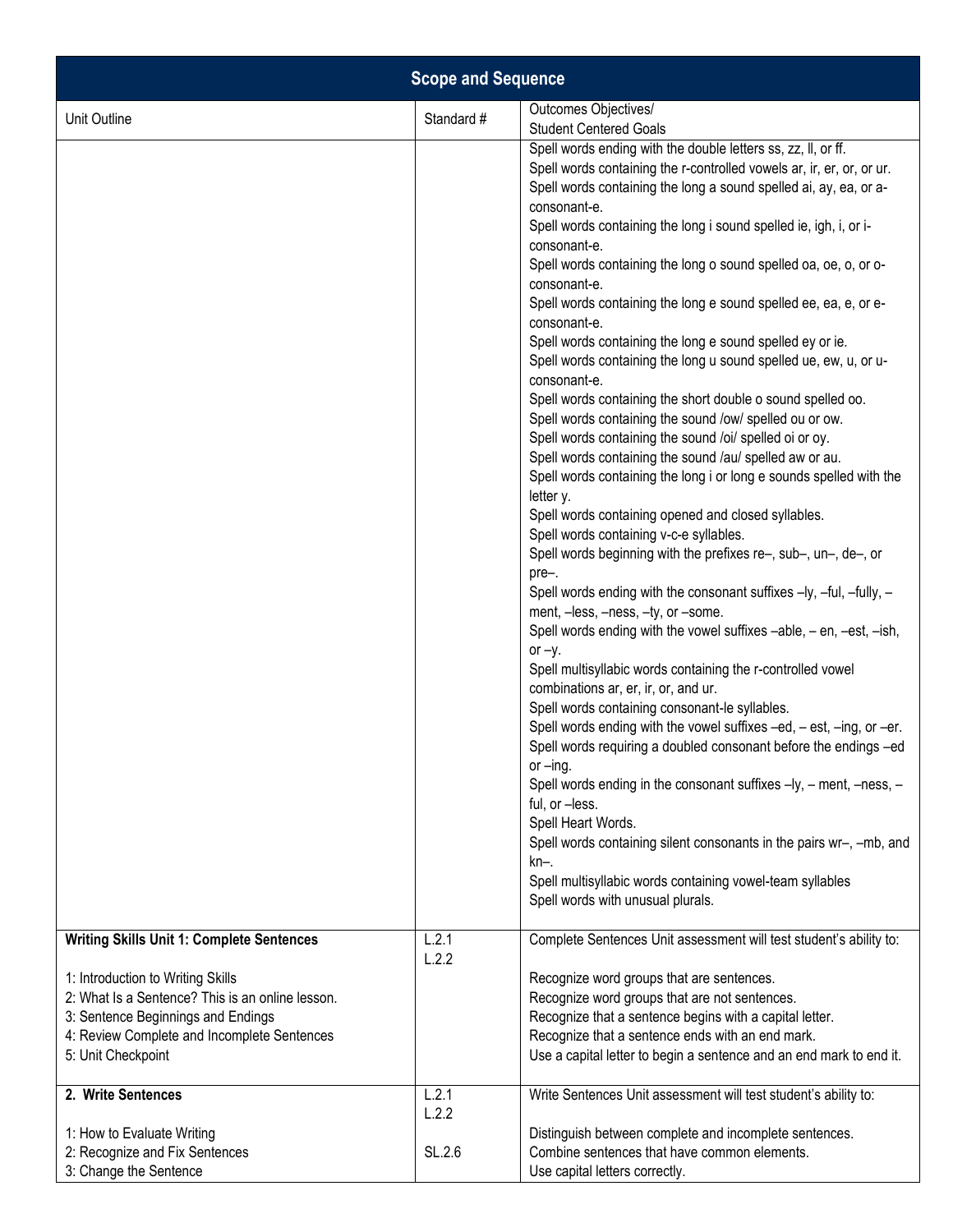| Scope and Sequence | | |
|---|---|---|
| Unit Outline | Standard # | Outcomes Objectives/<br>Student Centered Goals |
| | | Spell words ending with the double letters ss, zz, ll, or ff.<br>Spell words containing the r-controlled vowels ar, ir, er, or, or ur.<br>Spell words containing the long a sound spelled ai, ay, ea, or a-consonant-e.<br>Spell words containing the long i sound spelled ie, igh, i, or i-consonant-e.<br>Spell words containing the long o sound spelled oa, oe, o, or o-consonant-e.<br>Spell words containing the long e sound spelled ee, ea, e, or e-consonant-e.<br>Spell words containing the long e sound spelled ey or ie.<br>Spell words containing the long u sound spelled ue, ew, u, or u-consonant-e.<br>Spell words containing the short double o sound spelled oo.<br>Spell words containing the sound /ow/ spelled ou or ow.<br>Spell words containing the sound /oi/ spelled oi or oy.<br>Spell words containing the sound /au/ spelled aw or au.<br>Spell words containing the long i or long e sounds spelled with the letter y.<br>Spell words containing opened and closed syllables.<br>Spell words containing v-c-e syllables.<br>Spell words beginning with the prefixes re–, sub–, un–, de–, or pre–.<br>Spell words ending with the consonant suffixes –ly, –ful, –fully, –ment, –less, –ness, –ty, or –some.<br>Spell words ending with the vowel suffixes –able, – en, –est, –ish, or –y.<br>Spell multisyllabic words containing the r-controlled vowel combinations ar, er, ir, or, and ur.<br>Spell words containing consonant-le syllables.<br>Spell words ending with the vowel suffixes –ed, – est, –ing, or –er.<br>Spell words requiring a doubled consonant before the endings –ed or –ing.<br>Spell words ending in the consonant suffixes –ly, – ment, –ness, –ful, or –less.<br>Spell Heart Words.<br>Spell words containing silent consonants in the pairs wr–, –mb, and kn–.<br>Spell multisyllabic words containing vowel-team syllables<br>Spell words with unusual plurals. |
| **Writing Skills Unit 1: Complete Sentences**<br><br>1: Introduction to Writing Skills<br>2: What Is a Sentence? This is an online lesson.<br>3: Sentence Beginnings and Endings<br>4: Review Complete and Incomplete Sentences<br>5: Unit Checkpoint | L.2.1<br>L.2.2 | Complete Sentences Unit assessment will test student's ability to:<br><br>Recognize word groups that are sentences.<br>Recognize word groups that are not sentences.<br>Recognize that a sentence begins with a capital letter.<br>Recognize that a sentence ends with an end mark.<br>Use a capital letter to begin a sentence and an end mark to end it. |
| **2. Write Sentences**<br><br>1: How to Evaluate Writing<br>2: Recognize and Fix Sentences<br>3: Change the Sentence | L.2.1<br>L.2.2<br><br>SL.2.6 | Write Sentences Unit assessment will test student's ability to:<br><br>Distinguish between complete and incomplete sentences.<br>Combine sentences that have common elements.<br>Use capital letters correctly. |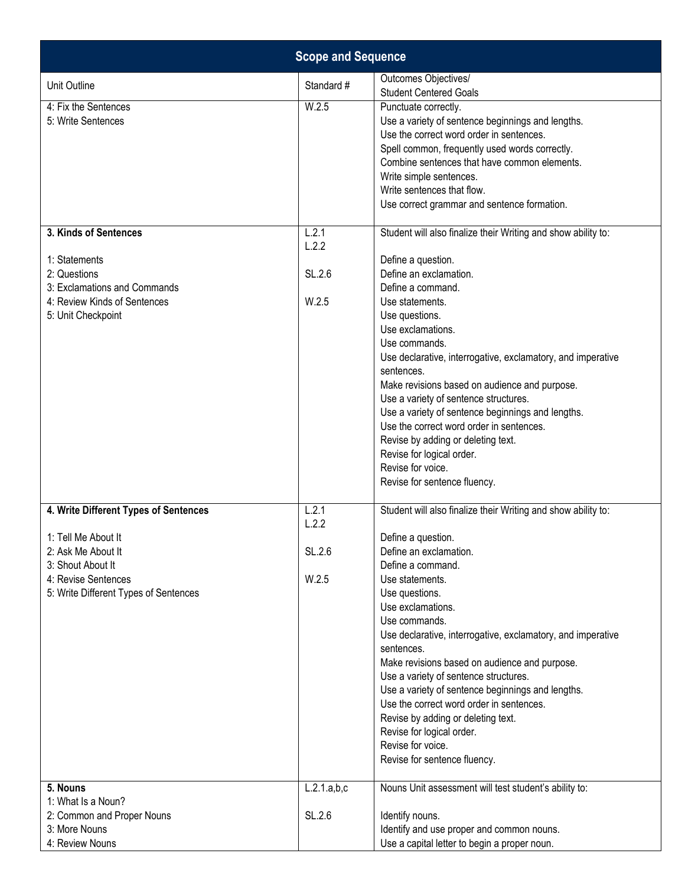| Scope and Sequence | | |
|---|---|---|
| Unit Outline | Standard # | Outcomes Objectives/<br>Student Centered Goals |
| 4: Fix the Sentences<br>5: Write Sentences | W.2.5 | Punctuate correctly.<br>Use a variety of sentence beginnings and lengths.<br>Use the correct word order in sentences.<br>Spell common, frequently used words correctly.<br>Combine sentences that have common elements.<br>Write simple sentences.<br>Write sentences that flow.<br>Use correct grammar and sentence formation. |
| **3. Kinds of Sentences**<br><br>1: Statements<br>2: Questions<br>3: Exclamations and Commands<br>4: Review Kinds of Sentences<br>5: Unit Checkpoint | L.2.1<br>L.2.2<br><br>SL.2.6<br><br>W.2.5 | Student will also finalize their Writing and show ability to:<br><br>Define a question.<br>Define an exclamation.<br>Define a command.<br>Use statements.<br>Use questions.<br>Use exclamations.<br>Use commands.<br>Use declarative, interrogative, exclamatory, and imperative sentences.<br>Make revisions based on audience and purpose.<br>Use a variety of sentence structures.<br>Use a variety of sentence beginnings and lengths.<br>Use the correct word order in sentences.<br>Revise by adding or deleting text.<br>Revise for logical order.<br>Revise for voice.<br>Revise for sentence fluency. |
| **4. Write Different Types of Sentences**<br><br>1: Tell Me About It<br>2: Ask Me About It<br>3: Shout About It<br>4: Revise Sentences<br>5: Write Different Types of Sentences | L.2.1<br>L.2.2<br><br>SL.2.6<br><br>W.2.5 | Student will also finalize their Writing and show ability to:<br><br>Define a question.<br>Define an exclamation.<br>Define a command.<br>Use statements.<br>Use questions.<br>Use exclamations.<br>Use commands.<br>Use declarative, interrogative, exclamatory, and imperative sentences.<br>Make revisions based on audience and purpose.<br>Use a variety of sentence structures.<br>Use a variety of sentence beginnings and lengths.<br>Use the correct word order in sentences.<br>Revise by adding or deleting text.<br>Revise for logical order.<br>Revise for voice.<br>Revise for sentence fluency. |
| **5. Nouns**<br>1: What Is a Noun?<br>2: Common and Proper Nouns<br>3: More Nouns<br>4: Review Nouns | L.2.1.a,b,c<br><br>SL.2.6 | Nouns Unit assessment will test student's ability to:<br><br>Identify nouns.<br>Identify and use proper and common nouns.<br>Use a capital letter to begin a proper noun. |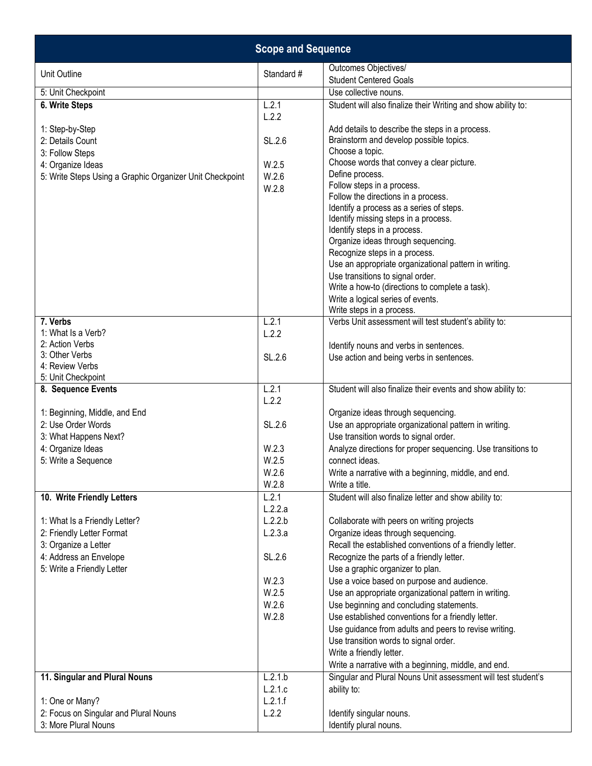| Scope and Sequence | | |
|---|---|---|
| Unit Outline | Standard # | Outcomes Objectives/<br>Student Centered Goals |
| 5: Unit Checkpoint | | Use collective nouns. |
| **6. Write Steps**<br><br>1: Step-by-Step<br>2: Details Count<br>3: Follow Steps<br>4: Organize Ideas<br>5: Write Steps Using a Graphic Organizer Unit Checkpoint | L.2.1<br>L.2.2<br><br>SL.2.6<br><br>W.2.5<br>W.2.6<br>W.2.8 | Student will also finalize their Writing and show ability to:<br><br>Add details to describe the steps in a process.<br>Brainstorm and develop possible topics.<br>Choose a topic.<br>Choose words that convey a clear picture.<br>Define process.<br>Follow steps in a process.<br>Follow the directions in a process.<br>Identify a process as a series of steps.<br>Identify missing steps in a process.<br>Identify steps in a process.<br>Organize ideas through sequencing.<br>Recognize steps in a process.<br>Use an appropriate organizational pattern in writing.<br>Use transitions to signal order.<br>Write a how-to (directions to complete a task).<br>Write a logical series of events.<br>Write steps in a process. |
| **7. Verbs**<br>1: What Is a Verb?<br>2: Action Verbs<br>3: Other Verbs<br>4: Review Verbs<br>5: Unit Checkpoint | L.2.1<br>L.2.2<br><br>SL.2.6 | Verbs Unit assessment will test student's ability to:<br><br>Identify nouns and verbs in sentences.<br>Use action and being verbs in sentences. |
| **8. Sequence Events**<br><br>1: Beginning, Middle, and End<br>2: Use Order Words<br>3: What Happens Next?<br>4: Organize Ideas<br>5: Write a Sequence | L.2.1<br>L.2.2<br><br>SL.2.6<br><br>W.2.3<br>W.2.5<br>W.2.6<br>W.2.8 | Student will also finalize their events and show ability to:<br><br>Organize ideas through sequencing.<br>Use an appropriate organizational pattern in writing.<br>Use transition words to signal order.<br>Analyze directions for proper sequencing. Use transitions to connect ideas.<br>Write a narrative with a beginning, middle, and end.<br>Write a title. |
| **10. Write Friendly Letters**<br><br>1: What Is a Friendly Letter?<br>2: Friendly Letter Format<br>3: Organize a Letter<br>4: Address an Envelope<br>5: Write a Friendly Letter | L.2.1<br>L.2.2.a<br>L.2.2.b<br>L.2.3.a<br><br>SL.2.6<br><br>W.2.3<br>W.2.5<br>W.2.6<br>W.2.8 | Student will also finalize letter and show ability to:<br><br>Collaborate with peers on writing projects<br>Organize ideas through sequencing.<br>Recall the established conventions of a friendly letter.<br>Recognize the parts of a friendly letter.<br>Use a graphic organizer to plan.<br>Use a voice based on purpose and audience.<br>Use an appropriate organizational pattern in writing.<br>Use beginning and concluding statements.<br>Use established conventions for a friendly letter.<br>Use guidance from adults and peers to revise writing.<br>Use transition words to signal order.<br>Write a friendly letter.<br>Write a narrative with a beginning, middle, and end. |
| **11. Singular and Plural Nouns**<br><br>1: One or Many?<br>2: Focus on Singular and Plural Nouns<br>3: More Plural Nouns | L.2.1.b<br>L.2.1.c<br>L.2.1.f<br>L.2.2 | Singular and Plural Nouns Unit assessment will test student's ability to:<br><br>Identify singular nouns.<br>Identify plural nouns. |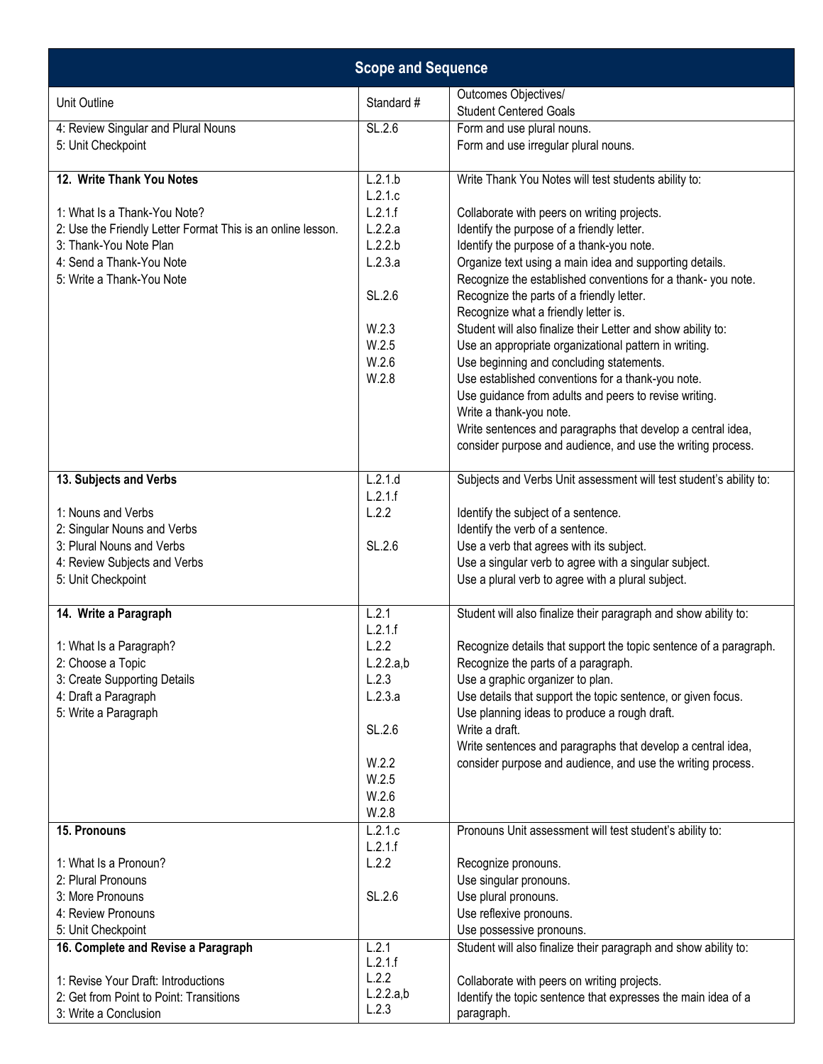## Scope and Sequence

| Unit Outline | Standard # | Outcomes Objectives/ Student Centered Goals |
|---|---|---|
| 4: Review Singular and Plural Nouns<br>5: Unit Checkpoint | SL.2.6 | Form and use plural nouns.<br>Form and use irregular plural nouns. |
| **12. Write Thank You Notes**<br><br>1: What Is a Thank-You Note?<br>2: Use the Friendly Letter Format This is an online lesson.<br>3: Thank-You Note Plan<br>4: Send a Thank-You Note<br>5: Write a Thank-You Note | L.2.1.b<br>L.2.1.c<br>L.2.1.f<br>L.2.2.a<br>L.2.2.b<br>L.2.3.a<br><br>SL.2.6<br><br>W.2.3<br>W.2.5<br>W.2.6<br>W.2.8 | Write Thank You Notes will test students ability to:<br><br>Collaborate with peers on writing projects.<br>Identify the purpose of a friendly letter.<br>Identify the purpose of a thank-you note.<br>Organize text using a main idea and supporting details.<br>Recognize the established conventions for a thank- you note.<br>Recognize the parts of a friendly letter.<br>Recognize what a friendly letter is.<br>Student will also finalize their Letter and show ability to:<br>Use an appropriate organizational pattern in writing.<br>Use beginning and concluding statements.<br>Use established conventions for a thank-you note.<br>Use guidance from adults and peers to revise writing.<br>Write a thank-you note.<br>Write sentences and paragraphs that develop a central idea, consider purpose and audience, and use the writing process. |
| **13. Subjects and Verbs**<br><br>1: Nouns and Verbs<br>2: Singular Nouns and Verbs<br>3: Plural Nouns and Verbs<br>4: Review Subjects and Verbs<br>5: Unit Checkpoint | L.2.1.d<br>L.2.1.f<br>L.2.2<br><br>SL.2.6 | Subjects and Verbs Unit assessment will test student's ability to:<br><br>Identify the subject of a sentence.<br>Identify the verb of a sentence.<br>Use a verb that agrees with its subject.<br>Use a singular verb to agree with a singular subject.<br>Use a plural verb to agree with a plural subject. |
| **14. Write a Paragraph**<br><br>1: What Is a Paragraph?<br>2: Choose a Topic<br>3: Create Supporting Details<br>4: Draft a Paragraph<br>5: Write a Paragraph | L.2.1<br>L.2.1.f<br>L.2.2<br>L.2.2.a,b<br>L.2.3<br>L.2.3.a<br><br>SL.2.6<br><br>W.2.2<br>W.2.5<br>W.2.6<br>W.2.8 | Student will also finalize their paragraph and show ability to:<br><br>Recognize details that support the topic sentence of a paragraph.<br>Recognize the parts of a paragraph.<br>Use a graphic organizer to plan.<br>Use details that support the topic sentence, or given focus.<br>Use planning ideas to produce a rough draft.<br>Write a draft.<br>Write sentences and paragraphs that develop a central idea, consider purpose and audience, and use the writing process. |
| **15. Pronouns**<br><br>1: What Is a Pronoun?<br>2: Plural Pronouns<br>3: More Pronouns<br>4: Review Pronouns<br>5: Unit Checkpoint | L.2.1.c<br>L.2.1.f<br>L.2.2<br><br>SL.2.6 | Pronouns Unit assessment will test student's ability to:<br><br>Recognize pronouns.<br>Use singular pronouns.<br>Use plural pronouns.<br>Use reflexive pronouns.<br>Use possessive pronouns. |
| **16. Complete and Revise a Paragraph**<br><br>1: Revise Your Draft: Introductions<br>2: Get from Point to Point: Transitions<br>3: Write a Conclusion | L.2.1<br>L.2.1.f<br>L.2.2<br>L.2.2.a,b<br>L.2.3 | Student will also finalize their paragraph and show ability to:<br><br>Collaborate with peers on writing projects.<br>Identify the topic sentence that expresses the main idea of a paragraph. |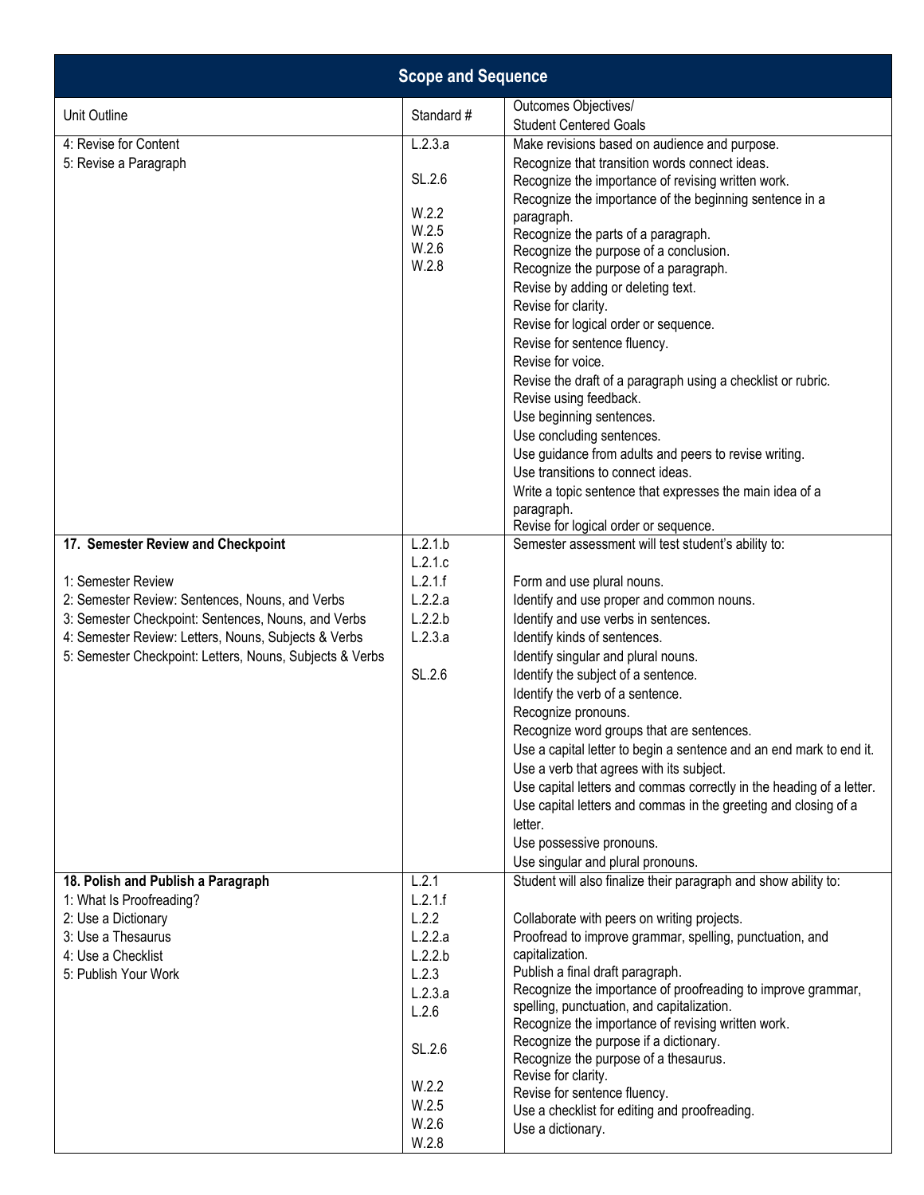| Scope and Sequence | | |
|---|---|---|
| Unit Outline | Standard # | Outcomes Objectives/<br>Student Centered Goals |
| 4: Revise for Content<br>5: Revise a Paragraph | L.2.3.a<br><br>SL.2.6<br><br>W.2.2<br>W.2.5<br>W.2.6<br>W.2.8 | Make revisions based on audience and purpose.<br>Recognize that transition words connect ideas.<br>Recognize the importance of revising written work.<br>Recognize the importance of the beginning sentence in a paragraph.<br>Recognize the parts of a paragraph.<br>Recognize the purpose of a conclusion.<br>Recognize the purpose of a paragraph.<br>Revise by adding or deleting text.<br>Revise for clarity.<br>Revise for logical order or sequence.<br>Revise for sentence fluency.<br>Revise for voice.<br>Revise the draft of a paragraph using a checklist or rubric.<br>Revise using feedback.<br>Use beginning sentences.<br>Use concluding sentences.<br>Use guidance from adults and peers to revise writing.<br>Use transitions to connect ideas.<br>Write a topic sentence that expresses the main idea of a paragraph.<br>Revise for logical order or sequence. |
| **17. Semester Review and Checkpoint**<br><br>1: Semester Review<br>2: Semester Review: Sentences, Nouns, and Verbs<br>3: Semester Checkpoint: Sentences, Nouns, and Verbs<br>4: Semester Review: Letters, Nouns, Subjects & Verbs<br>5: Semester Checkpoint: Letters, Nouns, Subjects & Verbs | L.2.1.b<br>L.2.1.c<br>L.2.1.f<br>L.2.2.a<br>L.2.2.b<br>L.2.3.a<br><br>SL.2.6 | Semester assessment will test student's ability to:<br><br>Form and use plural nouns.<br>Identify and use proper and common nouns.<br>Identify and use verbs in sentences.<br>Identify kinds of sentences.<br>Identify singular and plural nouns.<br>Identify the subject of a sentence.<br>Identify the verb of a sentence.<br>Recognize pronouns.<br>Recognize word groups that are sentences.<br>Use a capital letter to begin a sentence and an end mark to end it.<br>Use a verb that agrees with its subject.<br>Use capital letters and commas correctly in the heading of a letter.<br>Use capital letters and commas in the greeting and closing of a letter.<br>Use possessive pronouns.<br>Use singular and plural pronouns. |
| **18. Polish and Publish a Paragraph**<br>1: What Is Proofreading?<br>2: Use a Dictionary<br>3: Use a Thesaurus<br>4: Use a Checklist<br>5: Publish Your Work | L.2.1<br>L.2.1.f<br>L.2.2<br>L.2.2.a<br>L.2.2.b<br>L.2.3<br>L.2.3.a<br>L.2.6<br><br>SL.2.6<br><br>W.2.2<br>W.2.5<br>W.2.6<br>W.2.8 | Student will also finalize their paragraph and show ability to:<br><br>Collaborate with peers on writing projects.<br>Proofread to improve grammar, spelling, punctuation, and capitalization.<br>Publish a final draft paragraph.<br>Recognize the importance of proofreading to improve grammar, spelling, punctuation, and capitalization.<br>Recognize the importance of revising written work.<br>Recognize the purpose if a dictionary.<br>Recognize the purpose of a thesaurus.<br>Revise for clarity.<br>Revise for sentence fluency.<br>Use a checklist for editing and proofreading.<br>Use a dictionary. |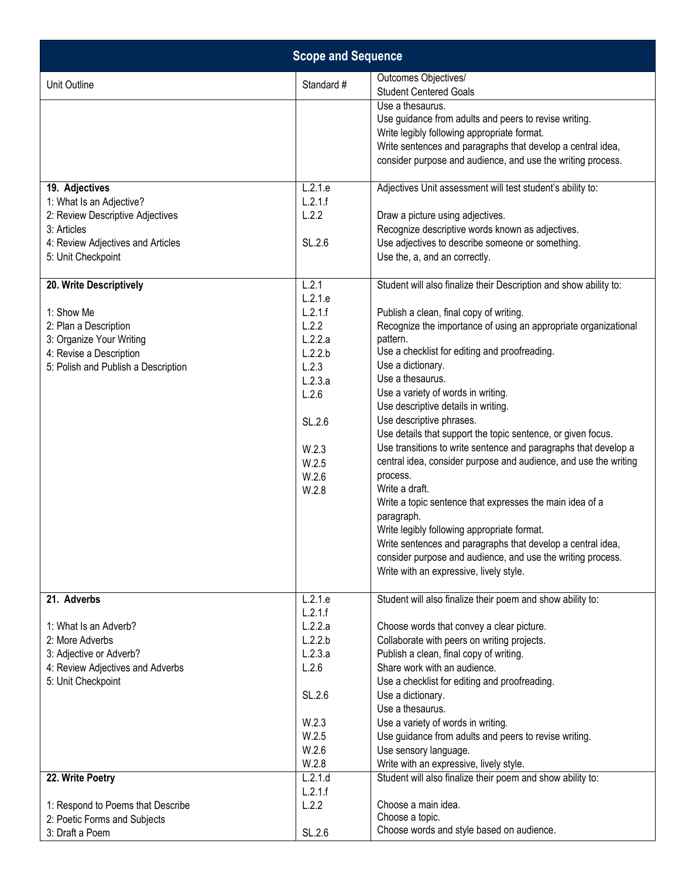| Scope and Sequence | | |
|---|---|---|
| Unit Outline | Standard # | Outcomes Objectives/<br>Student Centered Goals |
| | | Use a thesaurus.<br>Use guidance from adults and peers to revise writing.<br>Write legibly following appropriate format.<br>Write sentences and paragraphs that develop a central idea, consider purpose and audience, and use the writing process. |
| **19. Adjectives**<br>1: What Is an Adjective?<br>2: Review Descriptive Adjectives<br>3: Articles<br>4: Review Adjectives and Articles<br>5: Unit Checkpoint | L.2.1.e<br>L.2.1.f<br>L.2.2<br><br>SL.2.6 | Adjectives Unit assessment will test student's ability to:<br><br>Draw a picture using adjectives.<br>Recognize descriptive words known as adjectives.<br>Use adjectives to describe someone or something.<br>Use the, a, and an correctly. |
| **20. Write Descriptively**<br><br>1: Show Me<br>2: Plan a Description<br>3: Organize Your Writing<br>4: Revise a Description<br>5: Polish and Publish a Description | L.2.1<br>L.2.1.e<br>L.2.1.f<br>L.2.2<br>L.2.2.a<br>L.2.2.b<br>L.2.3<br>L.2.3.a<br>L.2.6<br><br>SL.2.6<br><br>W.2.3<br>W.2.5<br>W.2.6<br>W.2.8 | Student will also finalize their Description and show ability to:<br><br>Publish a clean, final copy of writing.<br>Recognize the importance of using an appropriate organizational pattern.<br>Use a checklist for editing and proofreading.<br>Use a dictionary.<br>Use a thesaurus.<br>Use a variety of words in writing.<br>Use descriptive details in writing.<br>Use descriptive phrases.<br>Use details that support the topic sentence, or given focus.<br>Use transitions to write sentence and paragraphs that develop a central idea, consider purpose and audience, and use the writing process.<br>Write a draft.<br>Write a topic sentence that expresses the main idea of a paragraph.<br>Write legibly following appropriate format.<br>Write sentences and paragraphs that develop a central idea, consider purpose and audience, and use the writing process.<br>Write with an expressive, lively style. |
| **21. Adverbs**<br><br>1: What Is an Adverb?<br>2: More Adverbs<br>3: Adjective or Adverb?<br>4: Review Adjectives and Adverbs<br>5: Unit Checkpoint | L.2.1.e<br>L.2.1.f<br>L.2.2.a<br>L.2.2.b<br>L.2.3.a<br>L.2.6<br><br>SL.2.6<br><br>W.2.3<br>W.2.5<br>W.2.6<br>W.2.8 | Student will also finalize their poem and show ability to:<br><br>Choose words that convey a clear picture.<br>Collaborate with peers on writing projects.<br>Publish a clean, final copy of writing.<br>Share work with an audience.<br>Use a checklist for editing and proofreading.<br>Use a dictionary.<br>Use a thesaurus.<br>Use a variety of words in writing.<br>Use guidance from adults and peers to revise writing.<br>Use sensory language.<br>Write with an expressive, lively style. |
| **22. Write Poetry**<br><br>1: Respond to Poems that Describe<br>2: Poetic Forms and Subjects<br>3: Draft a Poem | L.2.1.d<br>L.2.1.f<br>L.2.2<br><br>SL.2.6 | Student will also finalize their poem and show ability to:<br><br>Choose a main idea.<br>Choose a topic.<br>Choose words and style based on audience. |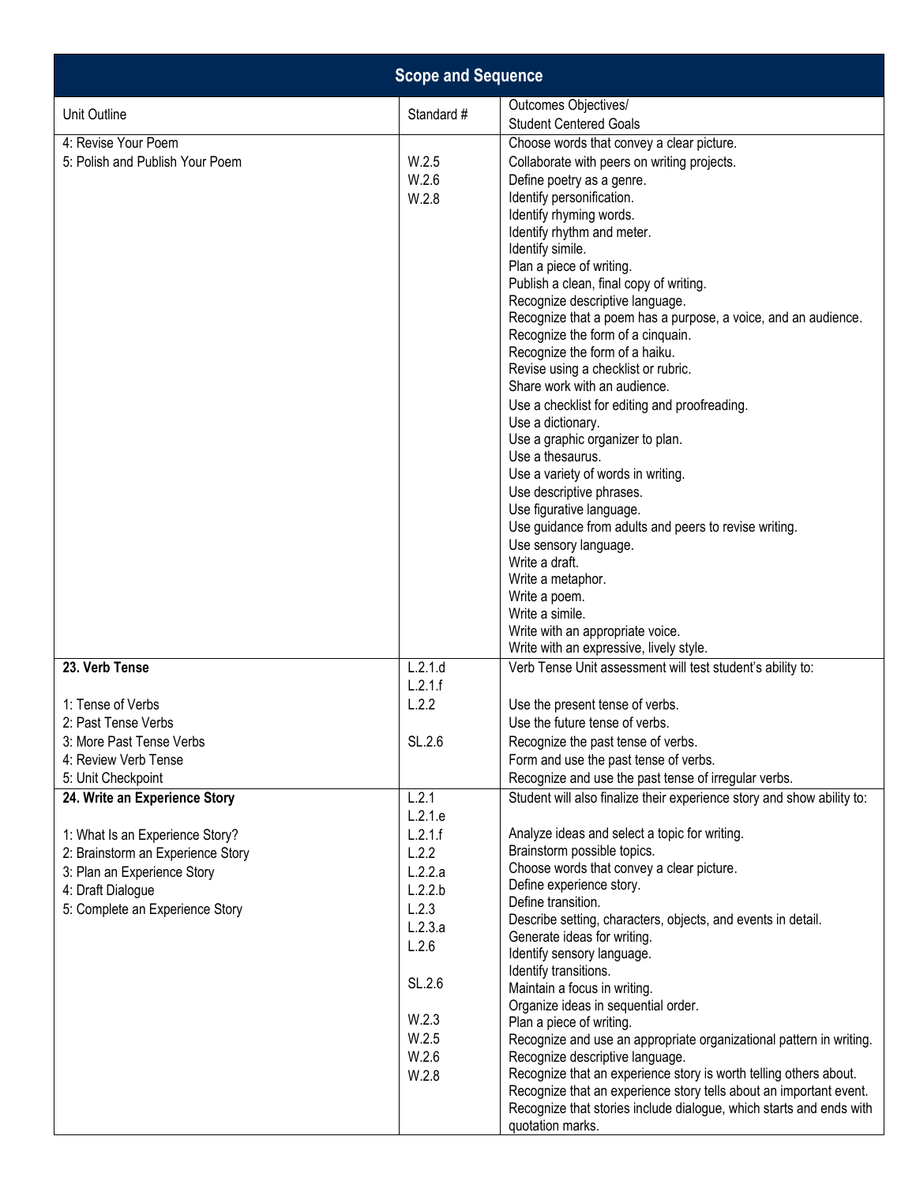| Scope and Sequence | | |
|---|---|---|
| Unit Outline | Standard # | Outcomes Objectives/<br>Student Centered Goals |
| 4: Revise Your Poem<br>5: Polish and Publish Your Poem | W.2.5<br>W.2.6<br>W.2.8 | Choose words that convey a clear picture.<br>Collaborate with peers on writing projects.<br>Define poetry as a genre.<br>Identify personification.<br>Identify rhyming words.<br>Identify rhythm and meter.<br>Identify simile.<br>Plan a piece of writing.<br>Publish a clean, final copy of writing.<br>Recognize descriptive language.<br>Recognize that a poem has a purpose, a voice, and an audience.<br>Recognize the form of a cinquain.<br>Recognize the form of a haiku.<br>Revise using a checklist or rubric.<br>Share work with an audience.<br>Use a checklist for editing and proofreading.<br>Use a dictionary.<br>Use a graphic organizer to plan.<br>Use a thesaurus.<br>Use a variety of words in writing.<br>Use descriptive phrases.<br>Use figurative language.<br>Use guidance from adults and peers to revise writing.<br>Use sensory language.<br>Write a draft.<br>Write a metaphor.<br>Write a poem.<br>Write a simile.<br>Write with an appropriate voice.<br>Write with an expressive, lively style. |
| **23. Verb Tense**<br><br>1: Tense of Verbs<br>2: Past Tense Verbs<br>3: More Past Tense Verbs<br>4: Review Verb Tense<br>5: Unit Checkpoint | L.2.1.d<br>L.2.1.f<br>L.2.2<br><br>SL.2.6 | Verb Tense Unit assessment will test student's ability to:<br><br>Use the present tense of verbs.<br>Use the future tense of verbs.<br>Recognize the past tense of verbs.<br>Form and use the past tense of verbs.<br>Recognize and use the past tense of irregular verbs. |
| **24. Write an Experience Story**<br><br>1: What Is an Experience Story?<br>2: Brainstorm an Experience Story<br>3: Plan an Experience Story<br>4: Draft Dialogue<br>5: Complete an Experience Story | L.2.1<br>L.2.1.e<br>L.2.1.f<br>L.2.2<br>L.2.2.a<br>L.2.2.b<br>L.2.3<br>L.2.3.a<br>L.2.6<br><br>SL.2.6<br><br>W.2.3<br>W.2.5<br>W.2.6<br>W.2.8 | Student will also finalize their experience story and show ability to:<br><br>Analyze ideas and select a topic for writing.<br>Brainstorm possible topics.<br>Choose words that convey a clear picture.<br>Define experience story.<br>Define transition.<br>Describe setting, characters, objects, and events in detail.<br>Generate ideas for writing.<br>Identify sensory language.<br>Identify transitions.<br>Maintain a focus in writing.<br>Organize ideas in sequential order.<br>Plan a piece of writing.<br>Recognize and use an appropriate organizational pattern in writing.<br>Recognize descriptive language.<br>Recognize that an experience story is worth telling others about.<br>Recognize that an experience story tells about an important event.<br>Recognize that stories include dialogue, which starts and ends with quotation marks. |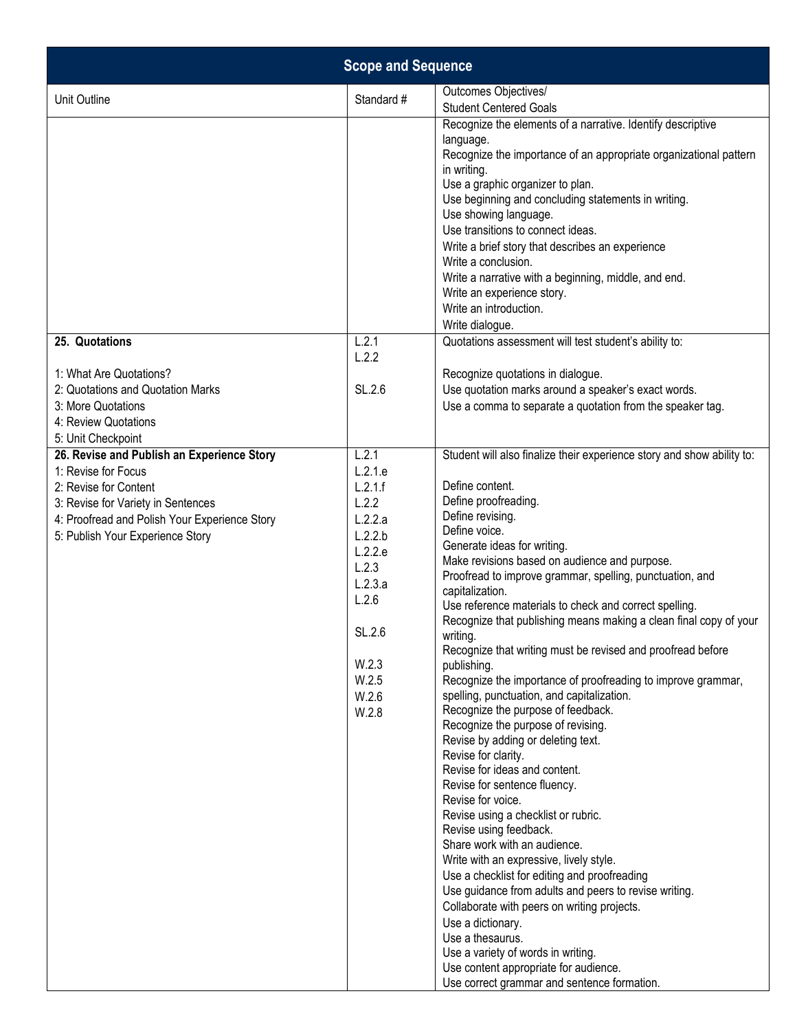| Scope and Sequence | | |
|---|---|---|
| Unit Outline | Standard # | Outcomes Objectives/<br>Student Centered Goals |
| | | Recognize the elements of a narrative. Identify descriptive language.<br>Recognize the importance of an appropriate organizational pattern in writing.<br>Use a graphic organizer to plan.<br>Use beginning and concluding statements in writing.<br>Use showing language.<br>Use transitions to connect ideas.<br>Write a brief story that describes an experience<br>Write a conclusion.<br>Write a narrative with a beginning, middle, and end.<br>Write an experience story.<br>Write an introduction.<br>Write dialogue. |
| **25. Quotations**<br><br>1: What Are Quotations?<br>2: Quotations and Quotation Marks<br>3: More Quotations<br>4: Review Quotations<br>5: Unit Checkpoint | L.2.1<br>L.2.2<br><br>SL.2.6 | Quotations assessment will test student's ability to:<br><br>Recognize quotations in dialogue.<br>Use quotation marks around a speaker's exact words.<br>Use a comma to separate a quotation from the speaker tag. |
| **26. Revise and Publish an Experience Story**<br>1: Revise for Focus<br>2: Revise for Content<br>3: Revise for Variety in Sentences<br>4: Proofread and Polish Your Experience Story<br>5: Publish Your Experience Story | L.2.1<br>L.2.1.e<br>L.2.1.f<br>L.2.2<br>L.2.2.a<br>L.2.2.b<br>L.2.2.e<br>L.2.3<br>L.2.3.a<br>L.2.6<br><br>SL.2.6<br><br>W.2.3<br>W.2.5<br>W.2.6<br>W.2.8 | Student will also finalize their experience story and show ability to:<br><br>Define content.<br>Define proofreading.<br>Define revising.<br>Define voice.<br>Generate ideas for writing.<br>Make revisions based on audience and purpose.<br>Proofread to improve grammar, spelling, punctuation, and capitalization.<br>Use reference materials to check and correct spelling.<br>Recognize that publishing means making a clean final copy of your writing.<br>Recognize that writing must be revised and proofread before publishing.<br>Recognize the importance of proofreading to improve grammar, spelling, punctuation, and capitalization.<br>Recognize the purpose of feedback.<br>Recognize the purpose of revising.<br>Revise by adding or deleting text.<br>Revise for clarity.<br>Revise for ideas and content.<br>Revise for sentence fluency.<br>Revise for voice.<br>Revise using a checklist or rubric.<br>Revise using feedback.<br>Share work with an audience.<br>Write with an expressive, lively style.<br>Use a checklist for editing and proofreading<br>Use guidance from adults and peers to revise writing.<br>Collaborate with peers on writing projects.<br>Use a dictionary.<br>Use a thesaurus.<br>Use a variety of words in writing.<br>Use content appropriate for audience.<br>Use correct grammar and sentence formation. |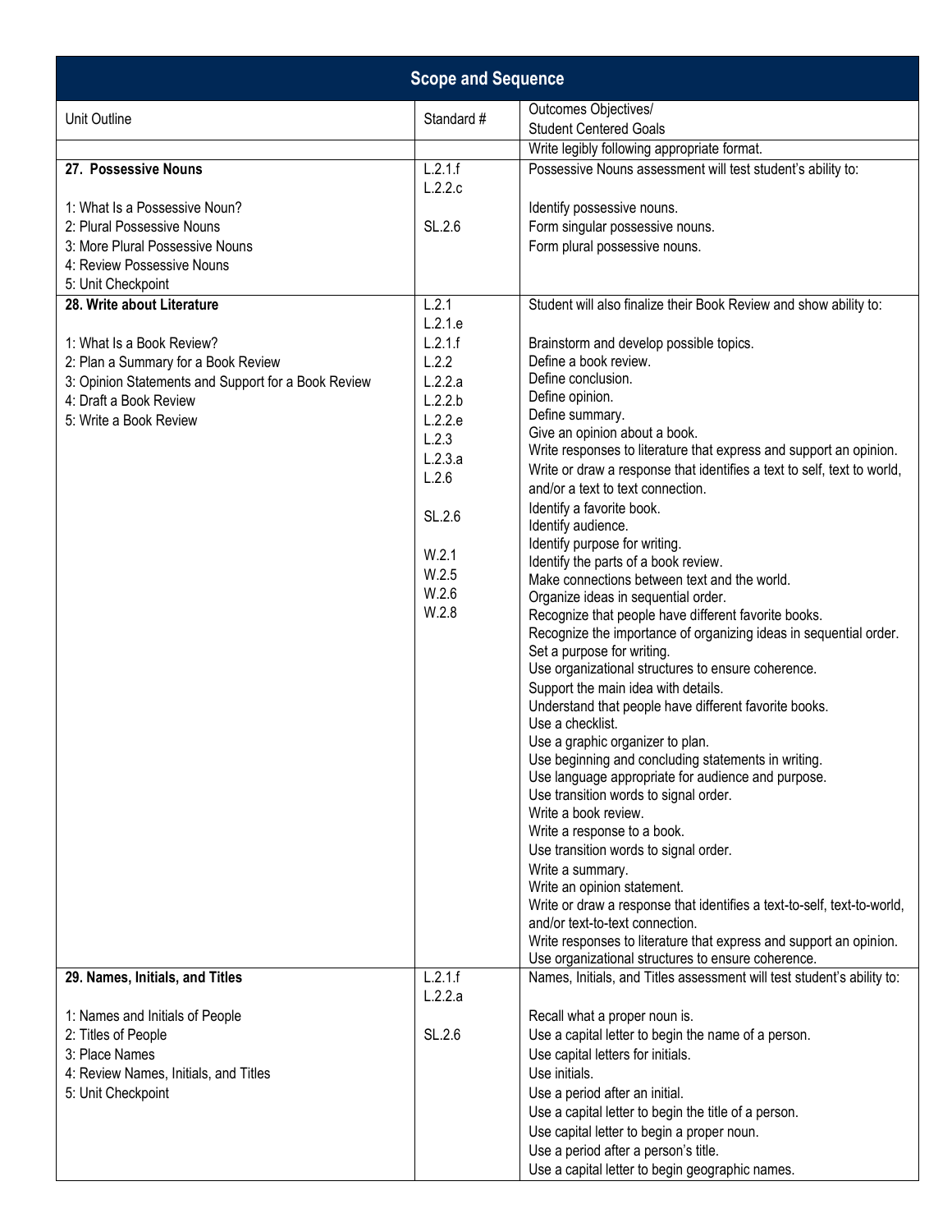| Scope and Sequence | | |
|---|---|---|
| Unit Outline | Standard # | Outcomes Objectives/<br>Student Centered Goals |
| | | Write legibly following appropriate format. |
| **27. Possessive Nouns**<br><br>1: What Is a Possessive Noun?<br>2: Plural Possessive Nouns<br>3: More Plural Possessive Nouns<br>4: Review Possessive Nouns<br>5: Unit Checkpoint | L.2.1.f<br>L.2.2.c<br><br>SL.2.6 | Possessive Nouns assessment will test student's ability to:<br><br>Identify possessive nouns.<br>Form singular possessive nouns.<br>Form plural possessive nouns. |
| **28. Write about Literature**<br><br>1: What Is a Book Review?<br>2: Plan a Summary for a Book Review<br>3: Opinion Statements and Support for a Book Review<br>4: Draft a Book Review<br>5: Write a Book Review | L.2.1<br>L.2.1.e<br>L.2.1.f<br>L.2.2<br>L.2.2.a<br>L.2.2.b<br>L.2.2.e<br>L.2.3<br>L.2.3.a<br>L.2.6<br><br>SL.2.6<br><br>W.2.1<br>W.2.5<br>W.2.6<br>W.2.8 | Student will also finalize their Book Review and show ability to:<br><br>Brainstorm and develop possible topics.<br>Define a book review.<br>Define conclusion.<br>Define opinion.<br>Define summary.<br>Give an opinion about a book.<br>Write responses to literature that express and support an opinion.<br>Write or draw a response that identifies a text to self, text to world, and/or a text to text connection.<br>Identify a favorite book.<br>Identify audience.<br>Identify purpose for writing.<br>Identify the parts of a book review.<br>Make connections between text and the world.<br>Organize ideas in sequential order.<br>Recognize that people have different favorite books.<br>Recognize the importance of organizing ideas in sequential order.<br>Set a purpose for writing.<br>Use organizational structures to ensure coherence.<br>Support the main idea with details.<br>Understand that people have different favorite books.<br>Use a checklist.<br>Use a graphic organizer to plan.<br>Use beginning and concluding statements in writing.<br>Use language appropriate for audience and purpose.<br>Use transition words to signal order.<br>Write a book review.<br>Write a response to a book.<br>Use transition words to signal order.<br>Write a summary.<br>Write an opinion statement.<br>Write or draw a response that identifies a text-to-self, text-to-world, and/or text-to-text connection.<br>Write responses to literature that express and support an opinion.<br>Use organizational structures to ensure coherence. |
| **29. Names, Initials, and Titles**<br><br>1: Names and Initials of People<br>2: Titles of People<br>3: Place Names<br>4: Review Names, Initials, and Titles<br>5: Unit Checkpoint | L.2.1.f<br>L.2.2.a<br><br>SL.2.6 | Names, Initials, and Titles assessment will test student's ability to:<br><br>Recall what a proper noun is.<br>Use a capital letter to begin the name of a person.<br>Use capital letters for initials.<br>Use initials.<br>Use a period after an initial.<br>Use a capital letter to begin the title of a person.<br>Use capital letter to begin a proper noun.<br>Use a period after a person's title.<br>Use a capital letter to begin geographic names. |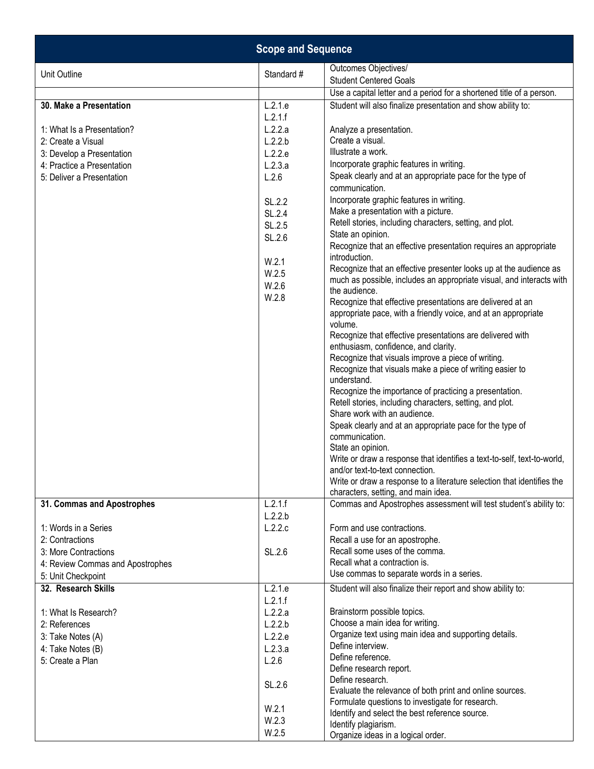| Scope and Sequence | | |
|---|---|---|
| Unit Outline | Standard # | Outcomes Objectives/<br>Student Centered Goals |
| | | Use a capital letter and a period for a shortened title of a person. |
| **30. Make a Presentation**<br><br>1: What Is a Presentation?<br>2: Create a Visual<br>3: Develop a Presentation<br>4: Practice a Presentation<br>5: Deliver a Presentation | L.2.1.e<br>L.2.1.f<br>L.2.2.a<br>L.2.2.b<br>L.2.2.e<br>L.2.3.a<br>L.2.6<br><br>SL.2.2<br>SL.2.4<br>SL.2.5<br>SL.2.6<br><br>W.2.1<br>W.2.5<br>W.2.6<br>W.2.8 | Student will also finalize presentation and show ability to:<br><br>Analyze a presentation.<br>Create a visual.<br>Illustrate a work.<br>Incorporate graphic features in writing.<br>Speak clearly and at an appropriate pace for the type of communication.<br>Incorporate graphic features in writing.<br>Make a presentation with a picture.<br>Retell stories, including characters, setting, and plot.<br>State an opinion.<br>Recognize that an effective presentation requires an appropriate introduction.<br>Recognize that an effective presenter looks up at the audience as much as possible, includes an appropriate visual, and interacts with the audience.<br>Recognize that effective presentations are delivered at an appropriate pace, with a friendly voice, and at an appropriate volume.<br>Recognize that effective presentations are delivered with enthusiasm, confidence, and clarity.<br>Recognize that visuals improve a piece of writing.<br>Recognize that visuals make a piece of writing easier to understand.<br>Recognize the importance of practicing a presentation.<br>Retell stories, including characters, setting, and plot.<br>Share work with an audience.<br>Speak clearly and at an appropriate pace for the type of communication.<br>State an opinion.<br>Write or draw a response that identifies a text-to-self, text-to-world, and/or text-to-text connection.<br>Write or draw a response to a literature selection that identifies the characters, setting, and main idea. |
| **31. Commas and Apostrophes**<br><br>1: Words in a Series<br>2: Contractions<br>3: More Contractions<br>4: Review Commas and Apostrophes<br>5: Unit Checkpoint | L.2.1.f<br>L.2.2.b<br>L.2.2.c<br><br>SL.2.6 | Commas and Apostrophes assessment will test student's ability to:<br><br>Form and use contractions.<br>Recall a use for an apostrophe.<br>Recall some uses of the comma.<br>Recall what a contraction is.<br>Use commas to separate words in a series. |
| **32. Research Skills**<br><br>1: What Is Research?<br>2: References<br>3: Take Notes (A)<br>4: Take Notes (B)<br>5: Create a Plan | L.2.1.e<br>L.2.1.f<br>L.2.2.a<br>L.2.2.b<br>L.2.2.e<br>L.2.3.a<br>L.2.6<br><br>SL.2.6<br><br>W.2.1<br>W.2.3<br>W.2.5 | Student will also finalize their report and show ability to:<br><br>Brainstorm possible topics.<br>Choose a main idea for writing.<br>Organize text using main idea and supporting details.<br>Define interview.<br>Define reference.<br>Define research report.<br>Define research.<br>Evaluate the relevance of both print and online sources.<br>Formulate questions to investigate for research.<br>Identify and select the best reference source.<br>Identify plagiarism.<br>Organize ideas in a logical order. |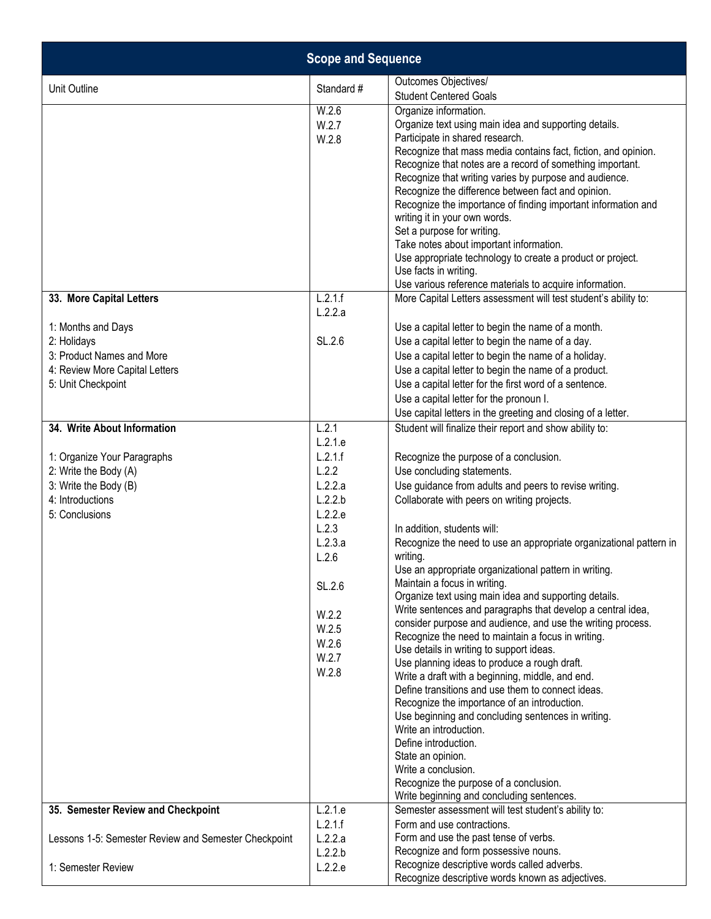| Scope and Sequence | | |
|---|---|---|
| Unit Outline | Standard # | Outcomes Objectives/<br>Student Centered Goals |
| | W.2.6<br>W.2.7<br>W.2.8 | Organize information.<br>Organize text using main idea and supporting details.<br>Participate in shared research.<br>Recognize that mass media contains fact, fiction, and opinion.<br>Recognize that notes are a record of something important.<br>Recognize that writing varies by purpose and audience.<br>Recognize the difference between fact and opinion.<br>Recognize the importance of finding important information and writing it in your own words.<br>Set a purpose for writing.<br>Take notes about important information.<br>Use appropriate technology to create a product or project.<br>Use facts in writing.<br>Use various reference materials to acquire information. |
| **33. More Capital Letters**<br><br>1: Months and Days<br>2: Holidays<br>3: Product Names and More<br>4: Review More Capital Letters<br>5: Unit Checkpoint | L.2.1.f<br>L.2.2.a<br><br>SL.2.6 | More Capital Letters assessment will test student's ability to:<br><br>Use a capital letter to begin the name of a month.<br>Use a capital letter to begin the name of a day.<br>Use a capital letter to begin the name of a holiday.<br>Use a capital letter to begin the name of a product.<br>Use a capital letter for the first word of a sentence.<br>Use a capital letter for the pronoun I.<br>Use capital letters in the greeting and closing of a letter. |
| **34. Write About Information**<br><br>1: Organize Your Paragraphs<br>2: Write the Body (A)<br>3: Write the Body (B)<br>4: Introductions<br>5: Conclusions | L.2.1<br>L.2.1.e<br>L.2.1.f<br>L.2.2<br>L.2.2.a<br>L.2.2.b<br>L.2.2.e<br>L.2.3<br>L.2.3.a<br>L.2.6<br><br>SL.2.6<br><br>W.2.2<br>W.2.5<br>W.2.6<br>W.2.7<br>W.2.8 | Student will finalize their report and show ability to:<br><br>Recognize the purpose of a conclusion.<br>Use concluding statements.<br>Use guidance from adults and peers to revise writing.<br>Collaborate with peers on writing projects.<br><br>In addition, students will:<br>Recognize the need to use an appropriate organizational pattern in writing.<br>Use an appropriate organizational pattern in writing.<br>Maintain a focus in writing.<br>Organize text using main idea and supporting details.<br>Write sentences and paragraphs that develop a central idea, consider purpose and audience, and use the writing process.<br>Recognize the need to maintain a focus in writing.<br>Use details in writing to support ideas.<br>Use planning ideas to produce a rough draft.<br>Write a draft with a beginning, middle, and end.<br>Define transitions and use them to connect ideas.<br>Recognize the importance of an introduction.<br>Use beginning and concluding sentences in writing.<br>Write an introduction.<br>Define introduction.<br>State an opinion.<br>Write a conclusion.<br>Recognize the purpose of a conclusion.<br>Write beginning and concluding sentences. |
| **35. Semester Review and Checkpoint**<br><br>Lessons 1-5: Semester Review and Semester Checkpoint<br><br>1: Semester Review | L.2.1.e<br>L.2.1.f<br>L.2.2.a<br>L.2.2.b<br>L.2.2.e | Semester assessment will test student's ability to:<br>Form and use contractions.<br>Form and use the past tense of verbs.<br>Recognize and form possessive nouns.<br>Recognize descriptive words called adverbs.<br>Recognize descriptive words known as adjectives. |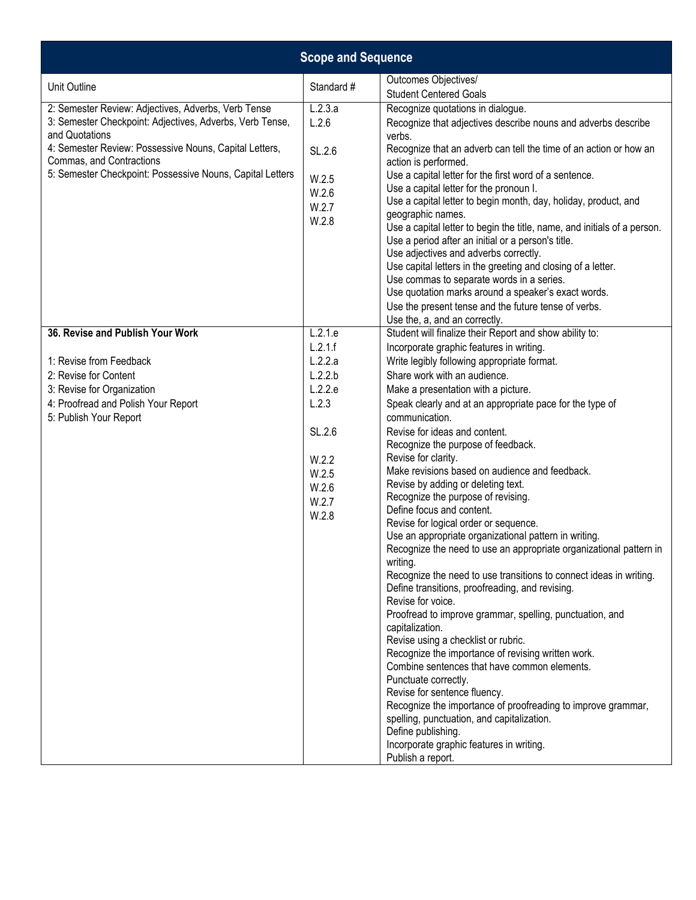| Scope and Sequence | | |
|---|---|---|
| Unit Outline | Standard # | Outcomes Objectives/<br>Student Centered Goals |
| 2: Semester Review: Adjectives, Adverbs, Verb Tense<br>3: Semester Checkpoint: Adjectives, Adverbs, Verb Tense, and Quotations<br>4: Semester Review: Possessive Nouns, Capital Letters, Commas, and Contractions<br>5: Semester Checkpoint: Possessive Nouns, Capital Letters | L.2.3.a<br>L.2.6<br><br>SL.2.6<br><br>W.2.5<br>W.2.6<br>W.2.7<br>W.2.8 | Recognize quotations in dialogue.<br>Recognize that adjectives describe nouns and adverbs describe verbs.<br>Recognize that an adverb can tell the time of an action or how an action is performed.<br>Use a capital letter for the first word of a sentence.<br>Use a capital letter for the pronoun I.<br>Use a capital letter to begin month, day, holiday, product, and geographic names.<br>Use a capital letter to begin the title, name, and initials of a person.<br>Use a period after an initial or a person's title.<br>Use adjectives and adverbs correctly.<br>Use capital letters in the greeting and closing of a letter.<br>Use commas to separate words in a series.<br>Use quotation marks around a speaker's exact words.<br>Use the present tense and the future tense of verbs.<br>Use the, a, and an correctly. |
| **36. Revise and Publish Your Work**<br><br>1: Revise from Feedback<br>2: Revise for Content<br>3: Revise for Organization<br>4: Proofread and Polish Your Report<br>5: Publish Your Report | L.2.1.e<br>L.2.1.f<br>L.2.2.a<br>L.2.2.b<br>L.2.2.e<br>L.2.3<br><br>SL.2.6<br><br>W.2.2<br>W.2.5<br>W.2.6<br>W.2.7<br>W.2.8 | Student will finalize their Report and show ability to:<br>Incorporate graphic features in writing.<br>Write legibly following appropriate format.<br>Share work with an audience.<br>Make a presentation with a picture.<br>Speak clearly and at an appropriate pace for the type of communication.<br>Revise for ideas and content.<br>Recognize the purpose of feedback.<br>Revise for clarity.<br>Make revisions based on audience and feedback.<br>Revise by adding or deleting text.<br>Recognize the purpose of revising.<br>Define focus and content.<br>Revise for logical order or sequence.<br>Use an appropriate organizational pattern in writing.<br>Recognize the need to use an appropriate organizational pattern in writing.<br>Recognize the need to use transitions to connect ideas in writing.<br>Define transitions, proofreading, and revising.<br>Revise for voice.<br>Proofread to improve grammar, spelling, punctuation, and capitalization.<br>Revise using a checklist or rubric.<br>Recognize the importance of revising written work.<br>Combine sentences that have common elements.<br>Punctuate correctly.<br>Revise for sentence fluency.<br>Recognize the importance of proofreading to improve grammar, spelling, punctuation, and capitalization.<br>Define publishing.<br>Incorporate graphic features in writing.<br>Publish a report. |